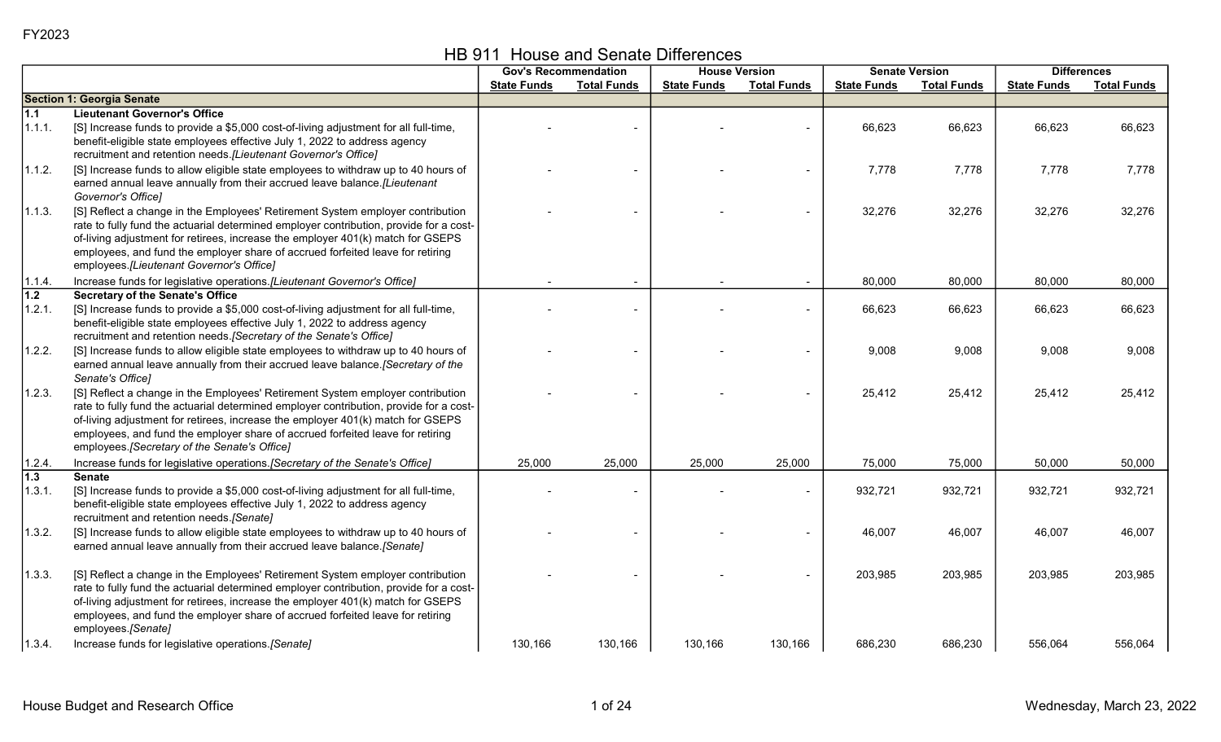FY2023

# HB 911 House and Senate Differences

| | | Gov's Recommendation | | House Version | | Senate Version | | Differences | |
|---|---|---|---|---|---|---|---|---|---|
| | | State Funds | Total Funds | State Funds | Total Funds | State Funds | Total Funds | State Funds | Total Funds |
| **Section 1: Georgia Senate** | | | | | | | | | |
| **1.1** | **Lieutenant Governor's Office** | | | | | | | | |
| 1.1.1. | [S] Increase funds to provide a $5,000 cost-of-living adjustment for all full-time, benefit-eligible state employees effective July 1, 2022 to address agency recruitment and retention needs.*[Lieutenant Governor's Office]* | - | - | - | - | 66,623 | 66,623 | 66,623 | 66,623 |
| 1.1.2. | [S] Increase funds to allow eligible state employees to withdraw up to 40 hours of earned annual leave annually from their accrued leave balance.*[Lieutenant Governor's Office]* | - | - | - | - | 7,778 | 7,778 | 7,778 | 7,778 |
| 1.1.3. | [S] Reflect a change in the Employees' Retirement System employer contribution rate to fully fund the actuarial determined employer contribution, provide for a cost-of-living adjustment for retirees, increase the employer 401(k) match for GSEPS employees, and fund the employer share of accrued forfeited leave for retiring employees.*[Lieutenant Governor's Office]* | - | - | - | - | 32,276 | 32,276 | 32,276 | 32,276 |
| 1.1.4. | Increase funds for legislative operations.*[Lieutenant Governor's Office]* | - | - | - | - | 80,000 | 80,000 | 80,000 | 80,000 |
| **1.2** | **Secretary of the Senate's Office** | | | | | | | | |
| 1.2.1. | [S] Increase funds to provide a $5,000 cost-of-living adjustment for all full-time, benefit-eligible state employees effective July 1, 2022 to address agency recruitment and retention needs.*[Secretary of the Senate's Office]* | - | - | - | - | 66,623 | 66,623 | 66,623 | 66,623 |
| 1.2.2. | [S] Increase funds to allow eligible state employees to withdraw up to 40 hours of earned annual leave annually from their accrued leave balance.*[Secretary of the Senate's Office]* | - | - | - | - | 9,008 | 9,008 | 9,008 | 9,008 |
| 1.2.3. | [S] Reflect a change in the Employees' Retirement System employer contribution rate to fully fund the actuarial determined employer contribution, provide for a cost-of-living adjustment for retirees, increase the employer 401(k) match for GSEPS employees, and fund the employer share of accrued forfeited leave for retiring employees.*[Secretary of the Senate's Office]* | - | - | - | - | 25,412 | 25,412 | 25,412 | 25,412 |
| 1.2.4. | Increase funds for legislative operations.*[Secretary of the Senate's Office]* | 25,000 | 25,000 | 25,000 | 25,000 | 75,000 | 75,000 | 50,000 | 50,000 |
| **1.3** | **Senate** | | | | | | | | |
| 1.3.1. | [S] Increase funds to provide a $5,000 cost-of-living adjustment for all full-time, benefit-eligible state employees effective July 1, 2022 to address agency recruitment and retention needs.*[Senate]* | - | - | - | - | 932,721 | 932,721 | 932,721 | 932,721 |
| 1.3.2. | [S] Increase funds to allow eligible state employees to withdraw up to 40 hours of earned annual leave annually from their accrued leave balance.*[Senate]* | - | - | - | - | 46,007 | 46,007 | 46,007 | 46,007 |
| 1.3.3. | [S] Reflect a change in the Employees' Retirement System employer contribution rate to fully fund the actuarial determined employer contribution, provide for a cost-of-living adjustment for retirees, increase the employer 401(k) match for GSEPS employees, and fund the employer share of accrued forfeited leave for retiring employees.*[Senate]* | - | - | - | - | 203,985 | 203,985 | 203,985 | 203,985 |
| 1.3.4. | Increase funds for legislative operations.*[Senate]* | 130,166 | 130,166 | 130,166 | 130,166 | 686,230 | 686,230 | 556,064 | 556,064 |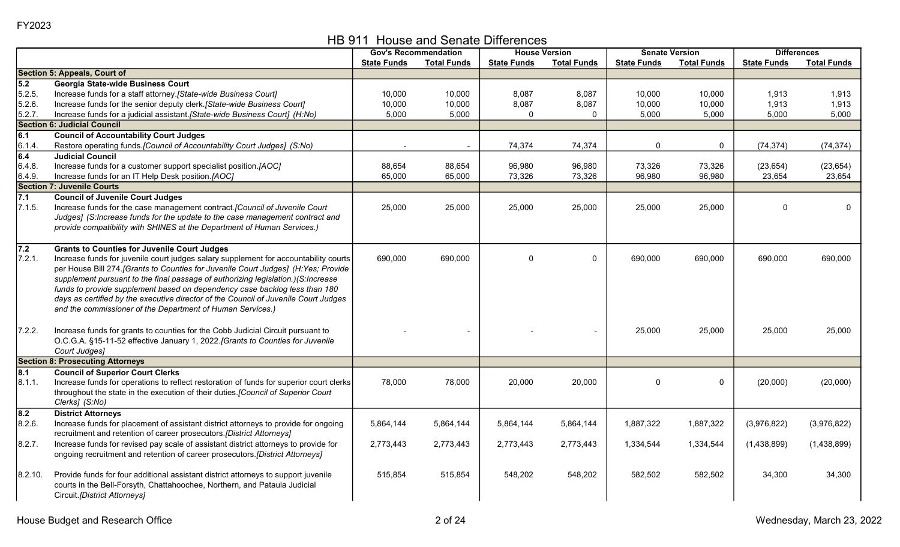FY2023

# HB 911 House and Senate Differences

| | | Gov's Recommendation | | House Version | | Senate Version | | Differences | |
|---|---|---|---|---|---|---|---|---|---|
| | | State Funds | Total Funds | State Funds | Total Funds | State Funds | Total Funds | State Funds | Total Funds |
| **Section 5: Appeals, Court of** | | | | | | | | | |
| **5.2** | **Georgia State-wide Business Court** | | | | | | | | |
| 5.2.5. | Increase funds for a staff attorney.*[State-wide Business Court]* | 10,000 | 10,000 | 8,087 | 8,087 | 10,000 | 10,000 | 1,913 | 1,913 |
| 5.2.6. | Increase funds for the senior deputy clerk.*[State-wide Business Court]* | 10,000 | 10,000 | 8,087 | 8,087 | 10,000 | 10,000 | 1,913 | 1,913 |
| 5.2.7. | Increase funds for a judicial assistant.*[State-wide Business Court] (H:No)* | 5,000 | 5,000 | 0 | 0 | 5,000 | 5,000 | 5,000 | 5,000 |
| **Section 6: Judicial Council** | | | | | | | | | |
| **6.1** | **Council of Accountability Court Judges** | | | | | | | | |
| 6.1.4. | Restore operating funds.*[Council of Accountability Court Judges] (S:No)* | - | - | 74,374 | 74,374 | 0 | 0 | (74,374) | (74,374) |
| **6.4** | **Judicial Council** | | | | | | | | |
| 6.4.8. | Increase funds for a customer support specialist position.*[AOC]* | 88,654 | 88,654 | 96,980 | 96,980 | 73,326 | 73,326 | (23,654) | (23,654) |
| 6.4.9. | Increase funds for an IT Help Desk position.*[AOC]* | 65,000 | 65,000 | 73,326 | 73,326 | 96,980 | 96,980 | 23,654 | 23,654 |
| **Section 7: Juvenile Courts** | | | | | | | | | |
| **7.1** | **Council of Juvenile Court Judges** | | | | | | | | |
| 7.1.5. | Increase funds for the case management contract.*[Council of Juvenile Court Judges] (S:Increase funds for the update to the case management contract and provide compatibility with SHINES at the Department of Human Services.)* | 25,000 | 25,000 | 25,000 | 25,000 | 25,000 | 25,000 | 0 | 0 |
| **7.2** | **Grants to Counties for Juvenile Court Judges** | | | | | | | | |
| 7.2.1. | Increase funds for juvenile court judges salary supplement for accountability courts per House Bill 274.*[Grants to Counties for Juvenile Court Judges] (H:Yes; Provide supplement pursuant to the final passage of authorizing legislation.)(S:Increase funds to provide supplement based on dependency case backlog less than 180 days as certified by the executive director of the Council of Juvenile Court Judges and the commissioner of the Department of Human Services.)* | 690,000 | 690,000 | 0 | 0 | 690,000 | 690,000 | 690,000 | 690,000 |
| 7.2.2. | Increase funds for grants to counties for the Cobb Judicial Circuit pursuant to O.C.G.A. §15-11-52 effective January 1, 2022.*[Grants to Counties for Juvenile Court Judges]* | - | - | - | - | 25,000 | 25,000 | 25,000 | 25,000 |
| **Section 8: Prosecuting Attorneys** | | | | | | | | | |
| **8.1** | **Council of Superior Court Clerks** | | | | | | | | |
| 8.1.1. | Increase funds for operations to reflect restoration of funds for superior court clerks throughout the state in the execution of their duties.*[Council of Superior Court Clerks] (S:No)* | 78,000 | 78,000 | 20,000 | 20,000 | 0 | 0 | (20,000) | (20,000) |
| **8.2** | **District Attorneys** | | | | | | | | |
| 8.2.6. | Increase funds for placement of assistant district attorneys to provide for ongoing recruitment and retention of career prosecutors.*[District Attorneys]* | 5,864,144 | 5,864,144 | 5,864,144 | 5,864,144 | 1,887,322 | 1,887,322 | (3,976,822) | (3,976,822) |
| 8.2.7. | Increase funds for revised pay scale of assistant district attorneys to provide for ongoing recruitment and retention of career prosecutors.*[District Attorneys]* | 2,773,443 | 2,773,443 | 2,773,443 | 2,773,443 | 1,334,544 | 1,334,544 | (1,438,899) | (1,438,899) |
| 8.2.10. | Provide funds for four additional assistant district attorneys to support juvenile courts in the Bell-Forsyth, Chattahoochee, Northern, and Pataula Judicial Circuit.*[District Attorneys]* | 515,854 | 515,854 | 548,202 | 548,202 | 582,502 | 582,502 | 34,300 | 34,300 |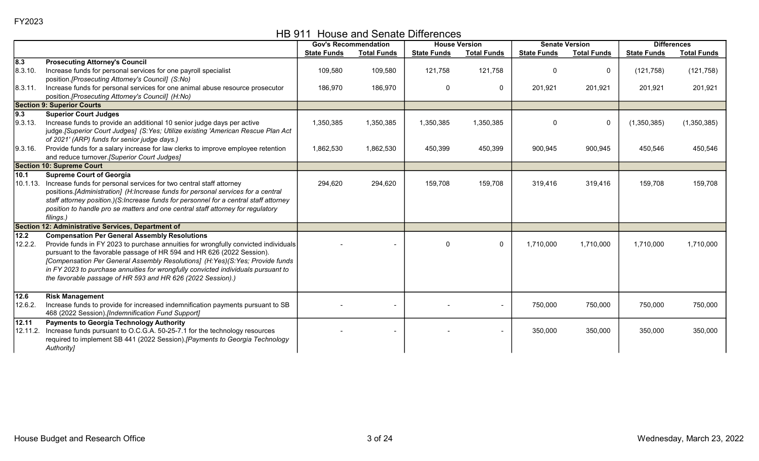FY2023

# HB 911 House and Senate Differences

| | | Gov's Recommendation | | House Version | | Senate Version | | Differences | |
|---|---|---|---|---|---|---|---|---|---|
| | | State Funds | Total Funds | State Funds | Total Funds | State Funds | Total Funds | State Funds | Total Funds |
| **8.3** | **Prosecuting Attorney's Council** | | | | | | | | |
| 8.3.10. | Increase funds for personal services for one payroll specialist position.*[Prosecuting Attorney's Council] (S:No)* | 109,580 | 109,580 | 121,758 | 121,758 | 0 | 0 | (121,758) | (121,758) |
| 8.3.11. | Increase funds for personal services for one animal abuse resource prosecutor position.*[Prosecuting Attorney's Council] (H:No)* | 186,970 | 186,970 | 0 | 0 | 201,921 | 201,921 | 201,921 | 201,921 |
| **Section 9: Superior Courts** | | | | | | | | | |
| **9.3** | **Superior Court Judges** | | | | | | | | |
| 9.3.13. | Increase funds to provide an additional 10 senior judge days per active judge.*[Superior Court Judges] (S:Yes; Utilize existing 'American Rescue Plan Act of 2021' (ARP) funds for senior judge days.)* | 1,350,385 | 1,350,385 | 1,350,385 | 1,350,385 | 0 | 0 | (1,350,385) | (1,350,385) |
| 9.3.16. | Provide funds for a salary increase for law clerks to improve employee retention and reduce turnover.*[Superior Court Judges]* | 1,862,530 | 1,862,530 | 450,399 | 450,399 | 900,945 | 900,945 | 450,546 | 450,546 |
| **Section 10: Supreme Court** | | | | | | | | | |
| **10.1** | **Supreme Court of Georgia** | | | | | | | | |
| 10.1.13. | Increase funds for personal services for two central staff attorney positions.*[Administration] (H:Increase funds for personal services for a central staff attorney position.)(S:Increase funds for personnel for a central staff attorney position to handle pro se matters and one central staff attorney for regulatory filings.)* | 294,620 | 294,620 | 159,708 | 159,708 | 319,416 | 319,416 | 159,708 | 159,708 |
| **Section 12: Administrative Services, Department of** | | | | | | | | | |
| **12.2** | **Compensation Per General Assembly Resolutions** | | | | | | | | |
| 12.2.2. | Provide funds in FY 2023 to purchase annuities for wrongfully convicted individuals pursuant to the favorable passage of HR 594 and HR 626 (2022 Session). *[Compensation Per General Assembly Resolutions] (H:Yes)(S:Yes; Provide funds in FY 2023 to purchase annuities for wrongfully convicted individuals pursuant to the favorable passage of HR 593 and HR 626 (2022 Session).)* | - | - | 0 | 0 | 1,710,000 | 1,710,000 | 1,710,000 | 1,710,000 |
| **12.6** | **Risk Management** | | | | | | | | |
| 12.6.2. | Increase funds to provide for increased indemnification payments pursuant to SB 468 (2022 Session).*[Indemnification Fund Support]* | - | - | - | - | 750,000 | 750,000 | 750,000 | 750,000 |
| **12.11** | **Payments to Georgia Technology Authority** | | | | | | | | |
| 12.11.2. | Increase funds pursuant to O.C.G.A. 50-25-7.1 for the technology resources required to implement SB 441 (2022 Session).*[Payments to Georgia Technology Authority]* | - | - | - | - | 350,000 | 350,000 | 350,000 | 350,000 |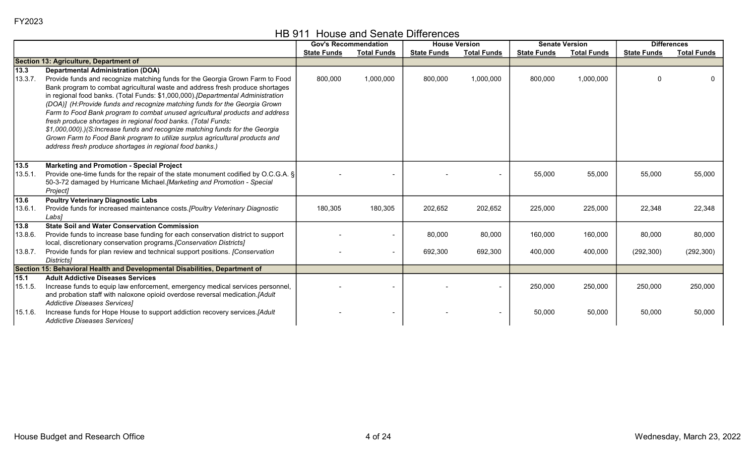FY2023

# HB 911 House and Senate Differences

| | | Gov's Recommendation | | House Version | | Senate Version | | Differences | |
|---|---|---|---|---|---|---|---|---|---|
| | | State Funds | Total Funds | State Funds | Total Funds | State Funds | Total Funds | State Funds | Total Funds |
| **Section 13: Agriculture, Department of** | | | | | | | | | |
| **13.3** | **Departmental Administration (DOA)** | | | | | | | | |
| 13.3.7. | Provide funds and recognize matching funds for the Georgia Grown Farm to Food Bank program to combat agricultural waste and address fresh produce shortages in regional food banks. (Total Funds: $1,000,000).*[Departmental Administration (DOA)] (H:Provide funds and recognize matching funds for the Georgia Grown Farm to Food Bank program to combat unused agricultural products and address fresh produce shortages in regional food banks. (Total Funds: $1,000,000).)(S:Increase funds and recognize matching funds for the Georgia Grown Farm to Food Bank program to utilize surplus agricultural products and address fresh produce shortages in regional food banks.)* | 800,000 | 1,000,000 | 800,000 | 1,000,000 | 800,000 | 1,000,000 | 0 | 0 |
| **13.5** | **Marketing and Promotion - Special Project** | | | | | | | | |
| 13.5.1. | Provide one-time funds for the repair of the state monument codified by O.C.G.A. § 50-3-72 damaged by Hurricane Michael.*[Marketing and Promotion - Special Project]* | - | - | - | - | 55,000 | 55,000 | 55,000 | 55,000 |
| **13.6** | **Poultry Veterinary Diagnostic Labs** | | | | | | | | |
| 13.6.1. | Provide funds for increased maintenance costs.*[Poultry Veterinary Diagnostic Labs]* | 180,305 | 180,305 | 202,652 | 202,652 | 225,000 | 225,000 | 22,348 | 22,348 |
| **13.8** | **State Soil and Water Conservation Commission** | | | | | | | | |
| 13.8.6. | Provide funds to increase base funding for each conservation district to support local, discretionary conservation programs.*[Conservation Districts]* | - | - | 80,000 | 80,000 | 160,000 | 160,000 | 80,000 | 80,000 |
| 13.8.7. | Provide funds for plan review and technical support positions. *[Conservation Districts]* | - | - | 692,300 | 692,300 | 400,000 | 400,000 | (292,300) | (292,300) |
| **Section 15: Behavioral Health and Developmental Disabilities, Department of** | | | | | | | | | |
| **15.1** | **Adult Addictive Diseases Services** | | | | | | | | |
| 15.1.5. | Increase funds to equip law enforcement, emergency medical services personnel, and probation staff with naloxone opioid overdose reversal medication.*[Adult Addictive Diseases Services]* | - | - | - | - | 250,000 | 250,000 | 250,000 | 250,000 |
| 15.1.6. | Increase funds for Hope House to support addiction recovery services.*[Adult Addictive Diseases Services]* | - | - | - | - | 50,000 | 50,000 | 50,000 | 50,000 |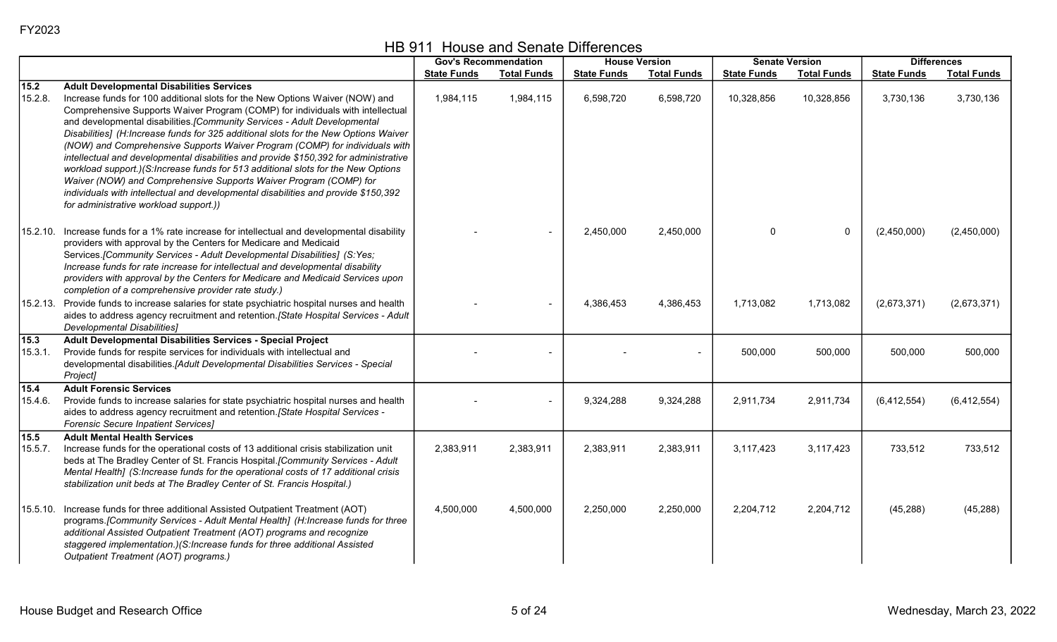FY2023

# HB 911 House and Senate Differences

| | | Gov's Recommendation | | House Version | | Senate Version | | Differences | |
|---|---|---|---|---|---|---|---|---|---|
| | | State Funds | Total Funds | State Funds | Total Funds | State Funds | Total Funds | State Funds | Total Funds |
| **15.2** | **Adult Developmental Disabilities Services** | | | | | | | | |
| 15.2.8. | Increase funds for 100 additional slots for the New Options Waiver (NOW) and Comprehensive Supports Waiver Program (COMP) for individuals with intellectual and developmental disabilities.*[Community Services - Adult Developmental Disabilities] (H:Increase funds for 325 additional slots for the New Options Waiver (NOW) and Comprehensive Supports Waiver Program (COMP) for individuals with intellectual and developmental disabilities and provide $150,392 for administrative workload support.)(S:Increase funds for 513 additional slots for the New Options Waiver (NOW) and Comprehensive Supports Waiver Program (COMP) for individuals with intellectual and developmental disabilities and provide $150,392 for administrative workload support.))* | 1,984,115 | 1,984,115 | 6,598,720 | 6,598,720 | 10,328,856 | 10,328,856 | 3,730,136 | 3,730,136 |
| 15.2.10. | Increase funds for a 1% rate increase for intellectual and developmental disability providers with approval by the Centers for Medicare and Medicaid Services.*[Community Services - Adult Developmental Disabilities] (S:Yes; Increase funds for rate increase for intellectual and developmental disability providers with approval by the Centers for Medicare and Medicaid Services upon completion of a comprehensive provider rate study.)* | - | - | 2,450,000 | 2,450,000 | 0 | 0 | (2,450,000) | (2,450,000) |
| 15.2.13. | Provide funds to increase salaries for state psychiatric hospital nurses and health aides to address agency recruitment and retention.*[State Hospital Services - Adult Developmental Disabilities]* | - | - | 4,386,453 | 4,386,453 | 1,713,082 | 1,713,082 | (2,673,371) | (2,673,371) |
| **15.3** | **Adult Developmental Disabilities Services - Special Project** | | | | | | | | |
| 15.3.1. | Provide funds for respite services for individuals with intellectual and developmental disabilities.*[Adult Developmental Disabilities Services - Special Project]* | - | - | - | - | 500,000 | 500,000 | 500,000 | 500,000 |
| **15.4** | **Adult Forensic Services** | | | | | | | | |
| 15.4.6. | Provide funds to increase salaries for state psychiatric hospital nurses and health aides to address agency recruitment and retention.*[State Hospital Services - Forensic Secure Inpatient Services]* | - | - | 9,324,288 | 9,324,288 | 2,911,734 | 2,911,734 | (6,412,554) | (6,412,554) |
| **15.5** | **Adult Mental Health Services** | | | | | | | | |
| 15.5.7. | Increase funds for the operational costs of 13 additional crisis stabilization unit beds at The Bradley Center of St. Francis Hospital.*[Community Services - Adult Mental Health] (S:Increase funds for the operational costs of 17 additional crisis stabilization unit beds at The Bradley Center of St. Francis Hospital.)* | 2,383,911 | 2,383,911 | 2,383,911 | 2,383,911 | 3,117,423 | 3,117,423 | 733,512 | 733,512 |
| 15.5.10. | Increase funds for three additional Assisted Outpatient Treatment (AOT) programs.*[Community Services - Adult Mental Health] (H:Increase funds for three additional Assisted Outpatient Treatment (AOT) programs and recognize staggered implementation.)(S:Increase funds for three additional Assisted Outpatient Treatment (AOT) programs.)* | 4,500,000 | 4,500,000 | 2,250,000 | 2,250,000 | 2,204,712 | 2,204,712 | (45,288) | (45,288) |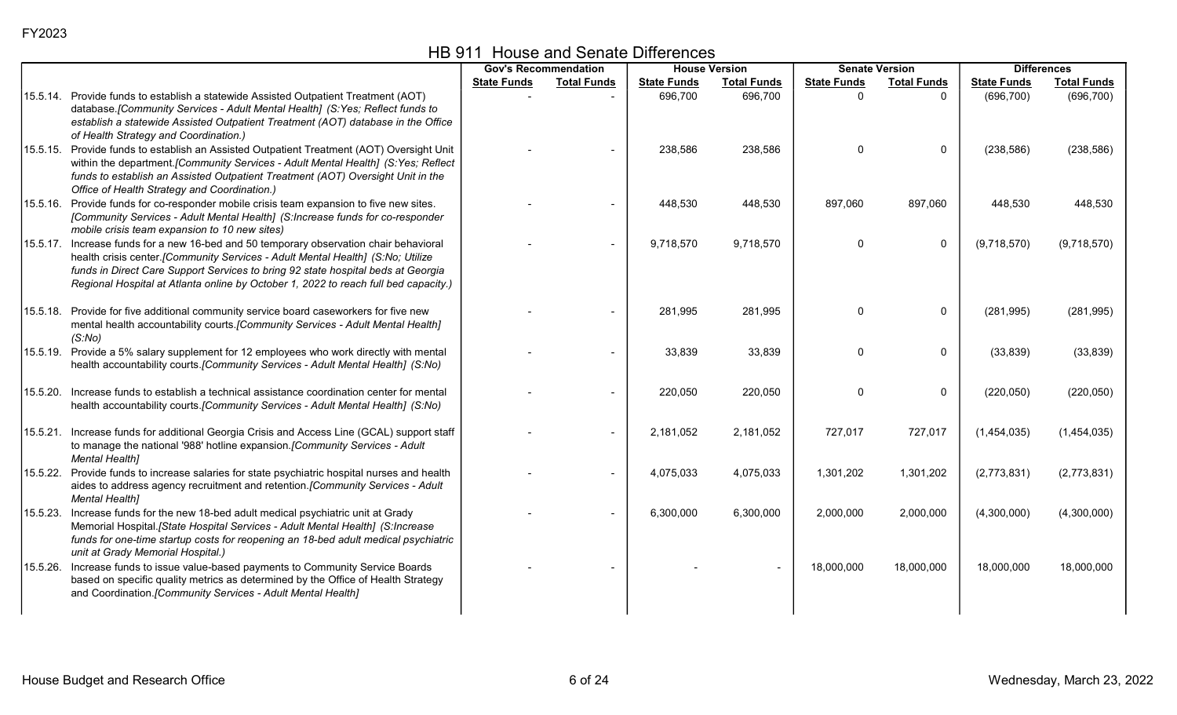FY2023

# HB 911 House and Senate Differences

| | Gov's Recommendation | | House Version | | Senate Version | | Differences | |
|---|---|---|---|---|---|---|---|---|
| | State Funds | Total Funds | State Funds | Total Funds | State Funds | Total Funds | State Funds | Total Funds |
| 15.5.14. Provide funds to establish a statewide Assisted Outpatient Treatment (AOT) database.*[Community Services - Adult Mental Health] (S:Yes; Reflect funds to establish a statewide Assisted Outpatient Treatment (AOT) database in the Office of Health Strategy and Coordination.)* | - | - | 696,700 | 696,700 | 0 | 0 | (696,700) | (696,700) |
| 15.5.15. Provide funds to establish an Assisted Outpatient Treatment (AOT) Oversight Unit within the department.*[Community Services - Adult Mental Health] (S:Yes; Reflect funds to establish an Assisted Outpatient Treatment (AOT) Oversight Unit in the Office of Health Strategy and Coordination.)* | - | - | 238,586 | 238,586 | 0 | 0 | (238,586) | (238,586) |
| 15.5.16. Provide funds for co-responder mobile crisis team expansion to five new sites. *[Community Services - Adult Mental Health] (S:Increase funds for co-responder mobile crisis team expansion to 10 new sites)* | - | - | 448,530 | 448,530 | 897,060 | 897,060 | 448,530 | 448,530 |
| 15.5.17. Increase funds for a new 16-bed and 50 temporary observation chair behavioral health crisis center.*[Community Services - Adult Mental Health] (S:No; Utilize funds in Direct Care Support Services to bring 92 state hospital beds at Georgia Regional Hospital at Atlanta online by October 1, 2022 to reach full bed capacity.)* | - | - | 9,718,570 | 9,718,570 | 0 | 0 | (9,718,570) | (9,718,570) |
| 15.5.18. Provide for five additional community service board caseworkers for five new mental health accountability courts.*[Community Services - Adult Mental Health] (S:No)* | - | - | 281,995 | 281,995 | 0 | 0 | (281,995) | (281,995) |
| 15.5.19. Provide a 5% salary supplement for 12 employees who work directly with mental health accountability courts.*[Community Services - Adult Mental Health] (S:No)* | - | - | 33,839 | 33,839 | 0 | 0 | (33,839) | (33,839) |
| 15.5.20. Increase funds to establish a technical assistance coordination center for mental health accountability courts.*[Community Services - Adult Mental Health] (S:No)* | - | - | 220,050 | 220,050 | 0 | 0 | (220,050) | (220,050) |
| 15.5.21. Increase funds for additional Georgia Crisis and Access Line (GCAL) support staff to manage the national '988' hotline expansion.*[Community Services - Adult Mental Health]* | - | - | 2,181,052 | 2,181,052 | 727,017 | 727,017 | (1,454,035) | (1,454,035) |
| 15.5.22. Provide funds to increase salaries for state psychiatric hospital nurses and health aides to address agency recruitment and retention.*[Community Services - Adult Mental Health]* | - | - | 4,075,033 | 4,075,033 | 1,301,202 | 1,301,202 | (2,773,831) | (2,773,831) |
| 15.5.23. Increase funds for the new 18-bed adult medical psychiatric unit at Grady Memorial Hospital.*[State Hospital Services - Adult Mental Health] (S:Increase funds for one-time startup costs for reopening an 18-bed adult medical psychiatric unit at Grady Memorial Hospital.)* | - | - | 6,300,000 | 6,300,000 | 2,000,000 | 2,000,000 | (4,300,000) | (4,300,000) |
| 15.5.26. Increase funds to issue value-based payments to Community Service Boards based on specific quality metrics as determined by the Office of Health Strategy and Coordination.*[Community Services - Adult Mental Health]* | - | - | - | - | 18,000,000 | 18,000,000 | 18,000,000 | 18,000,000 |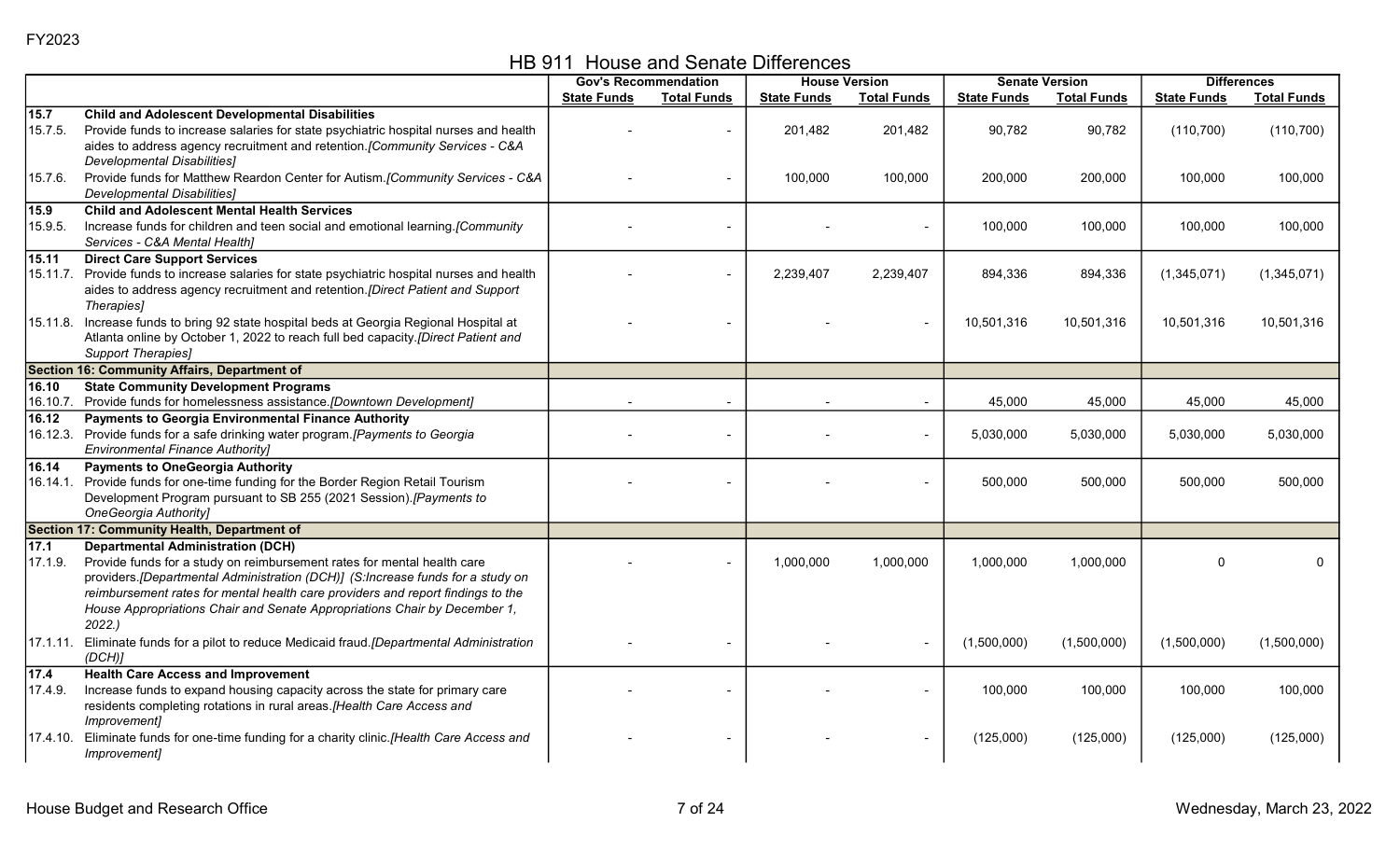FY2023

# HB 911 House and Senate Differences

| | | Gov's Recommendation | | House Version | | Senate Version | | Differences | |
|---|---|---|---|---|---|---|---|---|---|
| | | State Funds | Total Funds | State Funds | Total Funds | State Funds | Total Funds | State Funds | Total Funds |
| **15.7** | **Child and Adolescent Developmental Disabilities** | | | | | | | | |
| 15.7.5. | Provide funds to increase salaries for state psychiatric hospital nurses and health aides to address agency recruitment and retention. *[Community Services - C&A Developmental Disabilities]* | - | - | 201,482 | 201,482 | 90,782 | 90,782 | (110,700) | (110,700) |
| 15.7.6. | Provide funds for Matthew Reardon Center for Autism. *[Community Services - C&A Developmental Disabilities]* | - | - | 100,000 | 100,000 | 200,000 | 200,000 | 100,000 | 100,000 |
| **15.9** | **Child and Adolescent Mental Health Services** | | | | | | | | |
| 15.9.5. | Increase funds for children and teen social and emotional learning. *[Community Services - C&A Mental Health]* | - | - | - | - | 100,000 | 100,000 | 100,000 | 100,000 |
| **15.11** | **Direct Care Support Services** | | | | | | | | |
| 15.11.7. | Provide funds to increase salaries for state psychiatric hospital nurses and health aides to address agency recruitment and retention. *[Direct Patient and Support Therapies]* | - | - | 2,239,407 | 2,239,407 | 894,336 | 894,336 | (1,345,071) | (1,345,071) |
| 15.11.8. | Increase funds to bring 92 state hospital beds at Georgia Regional Hospital at Atlanta online by October 1, 2022 to reach full bed capacity. *[Direct Patient and Support Therapies]* | - | - | - | - | 10,501,316 | 10,501,316 | 10,501,316 | 10,501,316 |
| **Section 16: Community Affairs, Department of** | | | | | | | | | |
| **16.10** | **State Community Development Programs** | | | | | | | | |
| 16.10.7. | Provide funds for homelessness assistance. *[Downtown Development]* | - | - | - | - | 45,000 | 45,000 | 45,000 | 45,000 |
| **16.12** | **Payments to Georgia Environmental Finance Authority** | | | | | | | | |
| 16.12.3. | Provide funds for a safe drinking water program. *[Payments to Georgia Environmental Finance Authority]* | - | - | - | - | 5,030,000 | 5,030,000 | 5,030,000 | 5,030,000 |
| **16.14** | **Payments to OneGeorgia Authority** | | | | | | | | |
| 16.14.1. | Provide funds for one-time funding for the Border Region Retail Tourism Development Program pursuant to SB 255 (2021 Session). *[Payments to OneGeorgia Authority]* | - | - | - | - | 500,000 | 500,000 | 500,000 | 500,000 |
| **Section 17: Community Health, Department of** | | | | | | | | | |
| **17.1** | **Departmental Administration (DCH)** | | | | | | | | |
| 17.1.9. | Provide funds for a study on reimbursement rates for mental health care providers. *[Departmental Administration (DCH)] (S:Increase funds for a study on reimbursement rates for mental health care providers and report findings to the House Appropriations Chair and Senate Appropriations Chair by December 1, 2022.)* | - | - | 1,000,000 | 1,000,000 | 1,000,000 | 1,000,000 | 0 | 0 |
| 17.1.11. | Eliminate funds for a pilot to reduce Medicaid fraud. *[Departmental Administration (DCH)]* | - | - | - | - | (1,500,000) | (1,500,000) | (1,500,000) | (1,500,000) |
| **17.4** | **Health Care Access and Improvement** | | | | | | | | |
| 17.4.9. | Increase funds to expand housing capacity across the state for primary care residents completing rotations in rural areas. *[Health Care Access and Improvement]* | - | - | - | - | 100,000 | 100,000 | 100,000 | 100,000 |
| 17.4.10. | Eliminate funds for one-time funding for a charity clinic. *[Health Care Access and Improvement]* | - | - | - | - | (125,000) | (125,000) | (125,000) | (125,000) |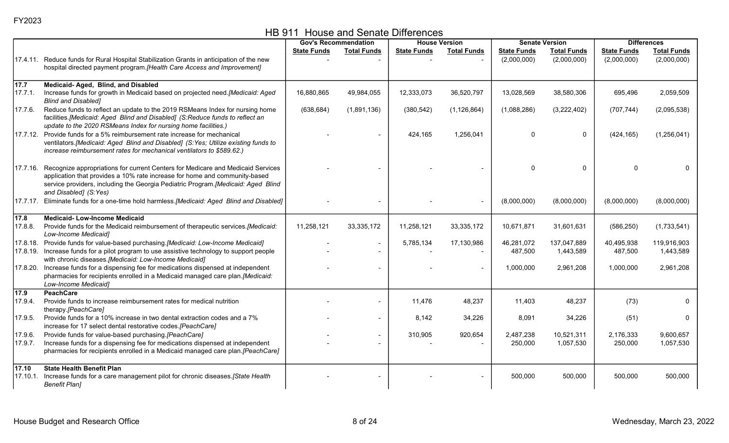FY2023

# HB 911 House and Senate Differences

| | | Gov's Recommendation | | House Version | | Senate Version | | Differences | |
|---|---|---|---|---|---|---|---|---|---|
| | | State Funds | Total Funds | State Funds | Total Funds | State Funds | Total Funds | State Funds | Total Funds |
| 17.4.11. | Reduce funds for Rural Hospital Stabilization Grants in anticipation of the new hospital directed payment program.*[Health Care Access and Improvement]* | - | - | - | - | (2,000,000) | (2,000,000) | (2,000,000) | (2,000,000) |
| **17.7** | **Medicaid- Aged, Blind, and Disabled** | | | | | | | | |
| 17.7.1. | Increase funds for growth in Medicaid based on projected need.*[Medicaid: Aged Blind and Disabled]* | 16,880,865 | 49,984,055 | 12,333,073 | 36,520,797 | 13,028,569 | 38,580,306 | 695,496 | 2,059,509 |
| 17.7.6. | Reduce funds to reflect an update to the 2019 RSMeans Index for nursing home facilities.*[Medicaid: Aged Blind and Disabled] (S:Reduce funds to reflect an update to the 2020 RSMeans Index for nursing home facilities.)* | (638,684) | (1,891,136) | (380,542) | (1,126,864) | (1,088,286) | (3,222,402) | (707,744) | (2,095,538) |
| 17.7.12. | Provide funds for a 5% reimbursement rate increase for mechanical ventilators.*[Medicaid: Aged Blind and Disabled] (S:Yes; Utilize existing funds to increase reimbursement rates for mechanical ventilators to $589.62.)* | - | - | 424,165 | 1,256,041 | 0 | 0 | (424,165) | (1,256,041) |
| 17.7.16. | Recognize appropriations for current Centers for Medicare and Medicaid Services application that provides a 10% rate increase for home and community-based service providers, including the Georgia Pediatric Program.*[Medicaid: Aged Blind and Disabled] (S:Yes)* | - | - | - | - | 0 | 0 | 0 | 0 |
| 17.7.17. | Eliminate funds for a one-time hold harmless.*[Medicaid: Aged Blind and Disabled]* | - | - | - | - | (8,000,000) | (8,000,000) | (8,000,000) | (8,000,000) |
| **17.8** | **Medicaid- Low-Income Medicaid** | | | | | | | | |
| 17.8.8. | Provide funds for the Medicaid reimbursement of therapeutic services.*[Medicaid: Low-Income Medicaid]* | 11,258,121 | 33,335,172 | 11,258,121 | 33,335,172 | 10,671,871 | 31,601,631 | (586,250) | (1,733,541) |
| 17.8.18. | Provide funds for value-based purchasing.*[Medicaid: Low-Income Medicaid]* | - | - | 5,785,134 | 17,130,986 | 46,281,072 | 137,047,889 | 40,495,938 | 119,916,903 |
| 17.8.19. | Increase funds for a pilot program to use assistive technology to support people with chronic diseases.*[Medicaid: Low-Income Medicaid]* | - | - | - | - | 487,500 | 1,443,589 | 487,500 | 1,443,589 |
| 17.8.20. | Increase funds for a dispensing fee for medications dispensed at independent pharmacies for recipients enrolled in a Medicaid managed care plan.*[Medicaid: Low-Income Medicaid]* | - | - | - | - | 1,000,000 | 2,961,208 | 1,000,000 | 2,961,208 |
| **17.9** | **PeachCare** | | | | | | | | |
| 17.9.4. | Provide funds to increase reimbursement rates for medical nutrition therapy.*[PeachCare]* | - | - | 11,476 | 48,237 | 11,403 | 48,237 | (73) | 0 |
| 17.9.5. | Provide funds for a 10% increase in two dental extraction codes and a 7% increase for 17 select dental restorative codes.*[PeachCare]* | - | - | 8,142 | 34,226 | 8,091 | 34,226 | (51) | 0 |
| 17.9.6. | Provide funds for value-based purchasing.*[PeachCare]* | - | - | 310,905 | 920,654 | 2,487,238 | 10,521,311 | 2,176,333 | 9,600,657 |
| 17.9.7. | Increase funds for a dispensing fee for medications dispensed at independent pharmacies for recipients enrolled in a Medicaid managed care plan.*[PeachCare]* | - | - | - | - | 250,000 | 1,057,530 | 250,000 | 1,057,530 |
| **17.10** | **State Health Benefit Plan** | | | | | | | | |
| 17.10.1. | Increase funds for a care management pilot for chronic diseases.*[State Health Benefit Plan]* | - | - | - | - | 500,000 | 500,000 | 500,000 | 500,000 |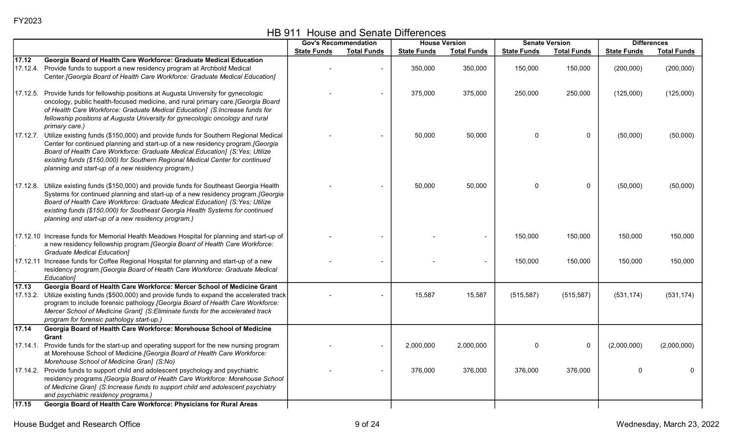FY2023

# HB 911 House and Senate Differences

| | | Gov's Recommendation | | House Version | | Senate Version | | Differences | |
|---|---|---|---|---|---|---|---|---|---|
| | | State Funds | Total Funds | State Funds | Total Funds | State Funds | Total Funds | State Funds | Total Funds |
| **17.12** | **Georgia Board of Health Care Workforce: Graduate Medical Education** | | | | | | | | |
| 17.12.4. | Provide funds to support a new residency program at Archbold Medical Center.*[Georgia Board of Health Care Workforce: Graduate Medical Education]* | - | - | 350,000 | 350,000 | 150,000 | 150,000 | (200,000) | (200,000) |
| 17.12.5. | Provide funds for fellowship positions at Augusta University for gynecologic oncology, public health-focused medicine, and rural primary care.*[Georgia Board of Health Care Workforce: Graduate Medical Education] (S:Increase funds for fellowship positions at Augusta University for gynecologic oncology and rural primary care.)* | - | - | 375,000 | 375,000 | 250,000 | 250,000 | (125,000) | (125,000) |
| 17.12.7. | Utilize existing funds ($150,000) and provide funds for Southern Regional Medical Center for continued planning and start-up of a new residency program.*[Georgia Board of Health Care Workforce: Graduate Medical Education] (S:Yes; Utilize existing funds ($150,000) for Southern Regional Medical Center for continued planning and start-up of a new residency program.)* | - | - | 50,000 | 50,000 | 0 | 0 | (50,000) | (50,000) |
| 17.12.8. | Utilize existing funds ($150,000) and provide funds for Southeast Georgia Health Systems for continued planning and start-up of a new residency program.*[Georgia Board of Health Care Workforce: Graduate Medical Education] (S:Yes; Utilize existing funds ($150,000) for Southeast Georgia Health Systems for continued planning and start-up of a new residency program.)* | - | - | 50,000 | 50,000 | 0 | 0 | (50,000) | (50,000) |
| 17.12.10. | Increase funds for Memorial Health Meadows Hospital for planning and start-up of a new residency fellowship program.*[Georgia Board of Health Care Workforce: Graduate Medical Education]* | - | - | - | - | 150,000 | 150,000 | 150,000 | 150,000 |
| 17.12.11. | Increase funds for Coffee Regional Hospital for planning and start-up of a new residency program.*[Georgia Board of Health Care Workforce: Graduate Medical Education]* | - | - | - | - | 150,000 | 150,000 | 150,000 | 150,000 |
| **17.13** | **Georgia Board of Health Care Workforce: Mercer School of Medicine Grant** | | | | | | | | |
| 17.13.2. | Utilize existing funds ($500,000) and provide funds to expand the accelerated track program to include forensic pathology.*[Georgia Board of Health Care Workforce: Mercer School of Medicine Grant] (S:Eliminate funds for the accelerated track program for forensic pathology start-up.)* | - | - | 15,587 | 15,587 | (515,587) | (515,587) | (531,174) | (531,174) |
| **17.14** | **Georgia Board of Health Care Workforce: Morehouse School of Medicine Grant** | | | | | | | | |
| 17.14.1. | Provide funds for the start-up and operating support for the new nursing program at Morehouse School of Medicine.*[Georgia Board of Health Care Workforce: Morehouse School of Medicine Gran] (S:No)* | - | - | 2,000,000 | 2,000,000 | 0 | 0 | (2,000,000) | (2,000,000) |
| 17.14.2. | Provide funds to support child and adolescent psychology and psychiatric residency programs.*[Georgia Board of Health Care Workforce: Morehouse School of Medicine Gran] (S:Increase funds to support child and adolescent psychiatry and psychiatric residency programs.)* | - | - | 376,000 | 376,000 | 376,000 | 376,000 | 0 | 0 |
| **17.15** | **Georgia Board of Health Care Workforce: Physicians for Rural Areas** | | | | | | | | |

House Budget and Research Office — Wednesday, March 23, 2022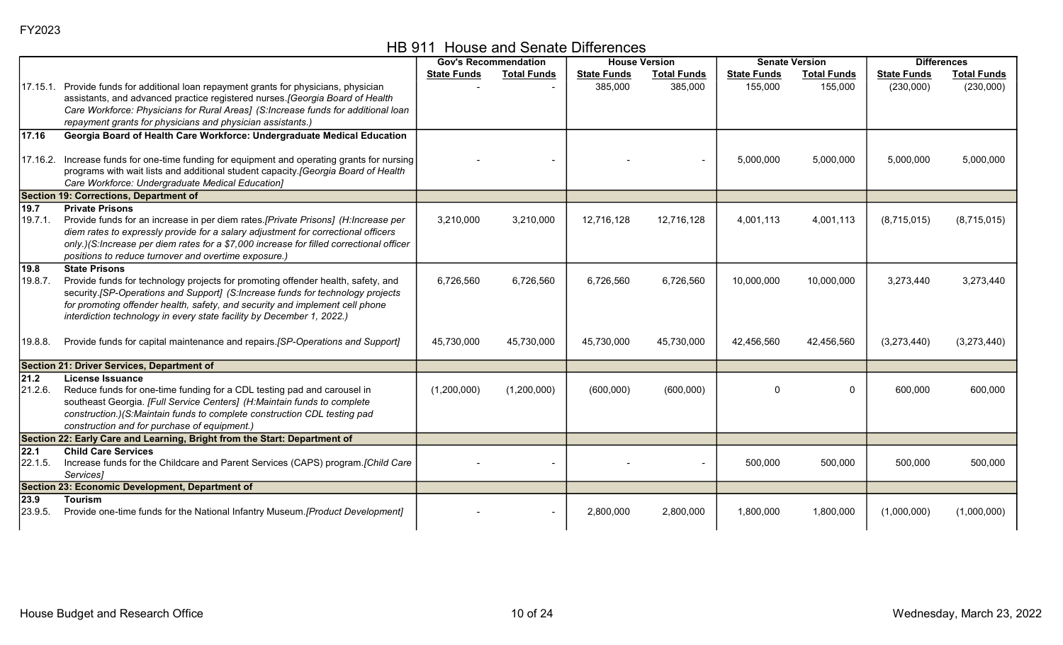FY2023

# HB 911 House and Senate Differences

| | | Gov's Recommendation | | House Version | | Senate Version | | Differences | |
|---|---|---|---|---|---|---|---|---|---|
| | | State Funds | Total Funds | State Funds | Total Funds | State Funds | Total Funds | State Funds | Total Funds |
| 17.15.1. | Provide funds for additional loan repayment grants for physicians, physician assistants, and advanced practice registered nurses.*[Georgia Board of Health Care Workforce: Physicians for Rural Areas] (S:Increase funds for additional loan repayment grants for physicians and physician assistants.)* | - | - | 385,000 | 385,000 | 155,000 | 155,000 | (230,000) | (230,000) |
| **17.16** | **Georgia Board of Health Care Workforce: Undergraduate Medical Education** | | | | | | | | |
| 17.16.2. | Increase funds for one-time funding for equipment and operating grants for nursing programs with wait lists and additional student capacity.*[Georgia Board of Health Care Workforce: Undergraduate Medical Education]* | - | - | - | - | 5,000,000 | 5,000,000 | 5,000,000 | 5,000,000 |
| **Section 19: Corrections, Department of** | | | | | | | | | |
| **19.7** | **Private Prisons** | | | | | | | | |
| 19.7.1. | Provide funds for an increase in per diem rates.*[Private Prisons] (H:Increase per diem rates to expressly provide for a salary adjustment for correctional officers only.)(S:Increase per diem rates for a $7,000 increase for filled correctional officer positions to reduce turnover and overtime exposure.)* | 3,210,000 | 3,210,000 | 12,716,128 | 12,716,128 | 4,001,113 | 4,001,113 | (8,715,015) | (8,715,015) |
| **19.8** | **State Prisons** | | | | | | | | |
| 19.8.7. | Provide funds for technology projects for promoting offender health, safety, and security.*[SP-Operations and Support] (S:Increase funds for technology projects for promoting offender health, safety, and security and implement cell phone interdiction technology in every state facility by December 1, 2022.)* | 6,726,560 | 6,726,560 | 6,726,560 | 6,726,560 | 10,000,000 | 10,000,000 | 3,273,440 | 3,273,440 |
| 19.8.8. | Provide funds for capital maintenance and repairs.*[SP-Operations and Support]* | 45,730,000 | 45,730,000 | 45,730,000 | 45,730,000 | 42,456,560 | 42,456,560 | (3,273,440) | (3,273,440) |
| **Section 21: Driver Services, Department of** | | | | | | | | | |
| **21.2** | **License Issuance** | | | | | | | | |
| 21.2.6. | Reduce funds for one-time funding for a CDL testing pad and carousel in southeast Georgia. *[Full Service Centers] (H:Maintain funds to complete construction.)(S:Maintain funds to complete construction CDL testing pad construction and for purchase of equipment.)* | (1,200,000) | (1,200,000) | (600,000) | (600,000) | 0 | 0 | 600,000 | 600,000 |
| **Section 22: Early Care and Learning, Bright from the Start: Department of** | | | | | | | | | |
| **22.1** | **Child Care Services** | | | | | | | | |
| 22.1.5. | Increase funds for the Childcare and Parent Services (CAPS) program.*[Child Care Services]* | - | - | - | - | 500,000 | 500,000 | 500,000 | 500,000 |
| **Section 23: Economic Development, Department of** | | | | | | | | | |
| **23.9** | **Tourism** | | | | | | | | |
| 23.9.5. | Provide one-time funds for the National Infantry Museum.*[Product Development]* | - | - | 2,800,000 | 2,800,000 | 1,800,000 | 1,800,000 | (1,000,000) | (1,000,000) |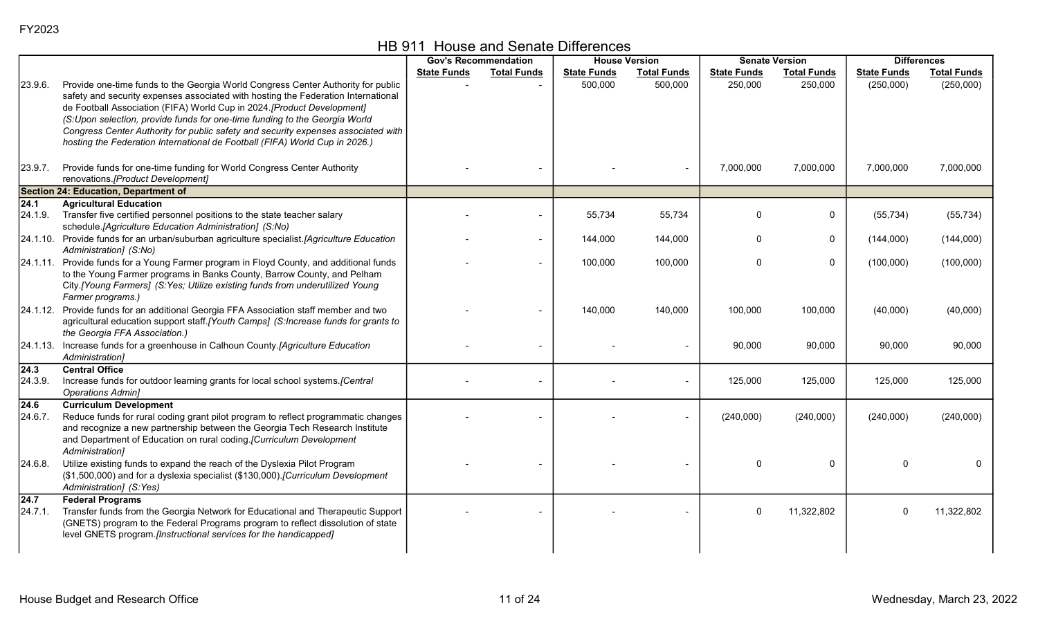FY2023

# HB 911 House and Senate Differences

| | | Gov's Recommendation | | House Version | | Senate Version | | Differences | |
|---|---|---|---|---|---|---|---|---|---|
| | | State Funds | Total Funds | State Funds | Total Funds | State Funds | Total Funds | State Funds | Total Funds |
| 23.9.6. | Provide one-time funds to the Georgia World Congress Center Authority for public safety and security expenses associated with hosting the Federation International de Football Association (FIFA) World Cup in 2024.*[Product Development]* *(S:Upon selection, provide funds for one-time funding to the Georgia World Congress Center Authority for public safety and security expenses associated with hosting the Federation International de Football (FIFA) World Cup in 2026.)* | - | - | 500,000 | 500,000 | 250,000 | 250,000 | (250,000) | (250,000) |
| 23.9.7. | Provide funds for one-time funding for World Congress Center Authority renovations.*[Product Development]* | - | - | - | - | 7,000,000 | 7,000,000 | 7,000,000 | 7,000,000 |
| **Section 24: Education, Department of** | | | | | | | | | |
| **24.1** | **Agricultural Education** | | | | | | | | |
| 24.1.9. | Transfer five certified personnel positions to the state teacher salary schedule.*[Agriculture Education Administration] (S:No)* | - | - | 55,734 | 55,734 | 0 | 0 | (55,734) | (55,734) |
| 24.1.10. | Provide funds for an urban/suburban agriculture specialist.*[Agriculture Education Administration] (S:No)* | - | - | 144,000 | 144,000 | 0 | 0 | (144,000) | (144,000) |
| 24.1.11. | Provide funds for a Young Farmer program in Floyd County, and additional funds to the Young Farmer programs in Banks County, Barrow County, and Pelham City.*[Young Farmers] (S:Yes; Utilize existing funds from underutilized Young Farmer programs.)* | - | - | 100,000 | 100,000 | 0 | 0 | (100,000) | (100,000) |
| 24.1.12. | Provide funds for an additional Georgia FFA Association staff member and two agricultural education support staff.*[Youth Camps] (S:Increase funds for grants to the Georgia FFA Association.)* | - | - | 140,000 | 140,000 | 100,000 | 100,000 | (40,000) | (40,000) |
| 24.1.13. | Increase funds for a greenhouse in Calhoun County.*[Agriculture Education Administration]* | - | - | - | - | 90,000 | 90,000 | 90,000 | 90,000 |
| **24.3** | **Central Office** | | | | | | | | |
| 24.3.9. | Increase funds for outdoor learning grants for local school systems.*[Central Operations Admin]* | - | - | - | - | 125,000 | 125,000 | 125,000 | 125,000 |
| **24.6** | **Curriculum Development** | | | | | | | | |
| 24.6.7. | Reduce funds for rural coding grant pilot program to reflect programmatic changes and recognize a new partnership between the Georgia Tech Research Institute and Department of Education on rural coding.*[Curriculum Development Administration]* | - | - | - | - | (240,000) | (240,000) | (240,000) | (240,000) |
| 24.6.8. | Utilize existing funds to expand the reach of the Dyslexia Pilot Program ($1,500,000) and for a dyslexia specialist ($130,000).*[Curriculum Development Administration] (S:Yes)* | - | - | - | - | 0 | 0 | 0 | 0 |
| **24.7** | **Federal Programs** | | | | | | | | |
| 24.7.1. | Transfer funds from the Georgia Network for Educational and Therapeutic Support (GNETS) program to the Federal Programs program to reflect dissolution of state level GNETS program.*[Instructional services for the handicapped]* | - | - | - | - | 0 | 11,322,802 | 0 | 11,322,802 |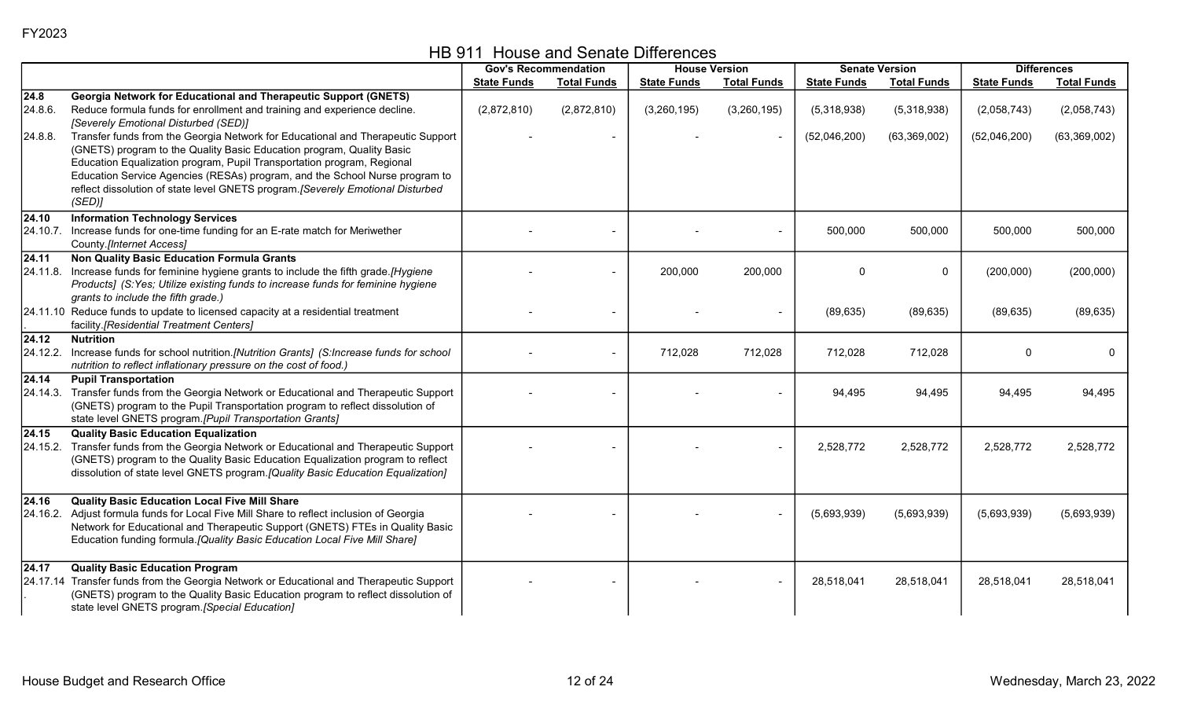FY2023

# HB 911 House and Senate Differences

| | | Gov's Recommendation | | House Version | | Senate Version | | Differences | |
|---|---|---|---|---|---|---|---|---|---|
| | | State Funds | Total Funds | State Funds | Total Funds | State Funds | Total Funds | State Funds | Total Funds |
| **24.8** | **Georgia Network for Educational and Therapeutic Support (GNETS)** | | | | | | | | |
| 24.8.6. | Reduce formula funds for enrollment and training and experience decline. *[Severely Emotional Disturbed (SED)]* | (2,872,810) | (2,872,810) | (3,260,195) | (3,260,195) | (5,318,938) | (5,318,938) | (2,058,743) | (2,058,743) |
| 24.8.8. | Transfer funds from the Georgia Network for Educational and Therapeutic Support (GNETS) program to the Quality Basic Education program, Quality Basic Education Equalization program, Pupil Transportation program, Regional Education Service Agencies (RESAs) program, and the School Nurse program to reflect dissolution of state level GNETS program. *[Severely Emotional Disturbed (SED)]* | - | - | - | - | (52,046,200) | (63,369,002) | (52,046,200) | (63,369,002) |
| **24.10** | **Information Technology Services** | | | | | | | | |
| 24.10.7. | Increase funds for one-time funding for an E-rate match for Meriwether County. *[Internet Access]* | - | - | - | - | 500,000 | 500,000 | 500,000 | 500,000 |
| **24.11** | **Non Quality Basic Education Formula Grants** | | | | | | | | |
| 24.11.8. | Increase funds for feminine hygiene grants to include the fifth grade. *[Hygiene Products] (S:Yes; Utilize existing funds to increase funds for feminine hygiene grants to include the fifth grade.)* | - | - | 200,000 | 200,000 | 0 | 0 | (200,000) | (200,000) |
| 24.11.10. | Reduce funds to update to licensed capacity at a residential treatment facility. *[Residential Treatment Centers]* | - | - | - | - | (89,635) | (89,635) | (89,635) | (89,635) |
| **24.12** | **Nutrition** | | | | | | | | |
| 24.12.2. | Increase funds for school nutrition. *[Nutrition Grants] (S:Increase funds for school nutrition to reflect inflationary pressure on the cost of food.)* | - | - | 712,028 | 712,028 | 712,028 | 712,028 | 0 | 0 |
| **24.14** | **Pupil Transportation** | | | | | | | | |
| 24.14.3. | Transfer funds from the Georgia Network or Educational and Therapeutic Support (GNETS) program to the Pupil Transportation program to reflect dissolution of state level GNETS program. *[Pupil Transportation Grants]* | - | - | - | - | 94,495 | 94,495 | 94,495 | 94,495 |
| **24.15** | **Quality Basic Education Equalization** | | | | | | | | |
| 24.15.2. | Transfer funds from the Georgia Network or Educational and Therapeutic Support (GNETS) program to the Quality Basic Education Equalization program to reflect dissolution of state level GNETS program. *[Quality Basic Education Equalization]* | - | - | - | - | 2,528,772 | 2,528,772 | 2,528,772 | 2,528,772 |
| **24.16** | **Quality Basic Education Local Five Mill Share** | | | | | | | | |
| 24.16.2. | Adjust formula funds for Local Five Mill Share to reflect inclusion of Georgia Network for Educational and Therapeutic Support (GNETS) FTEs in Quality Basic Education funding formula. *[Quality Basic Education Local Five Mill Share]* | - | - | - | - | (5,693,939) | (5,693,939) | (5,693,939) | (5,693,939) |
| **24.17** | **Quality Basic Education Program** | | | | | | | | |
| 24.17.14. | Transfer funds from the Georgia Network or Educational and Therapeutic Support (GNETS) program to the Quality Basic Education program to reflect dissolution of state level GNETS program. *[Special Education]* | - | - | - | - | 28,518,041 | 28,518,041 | 28,518,041 | 28,518,041 |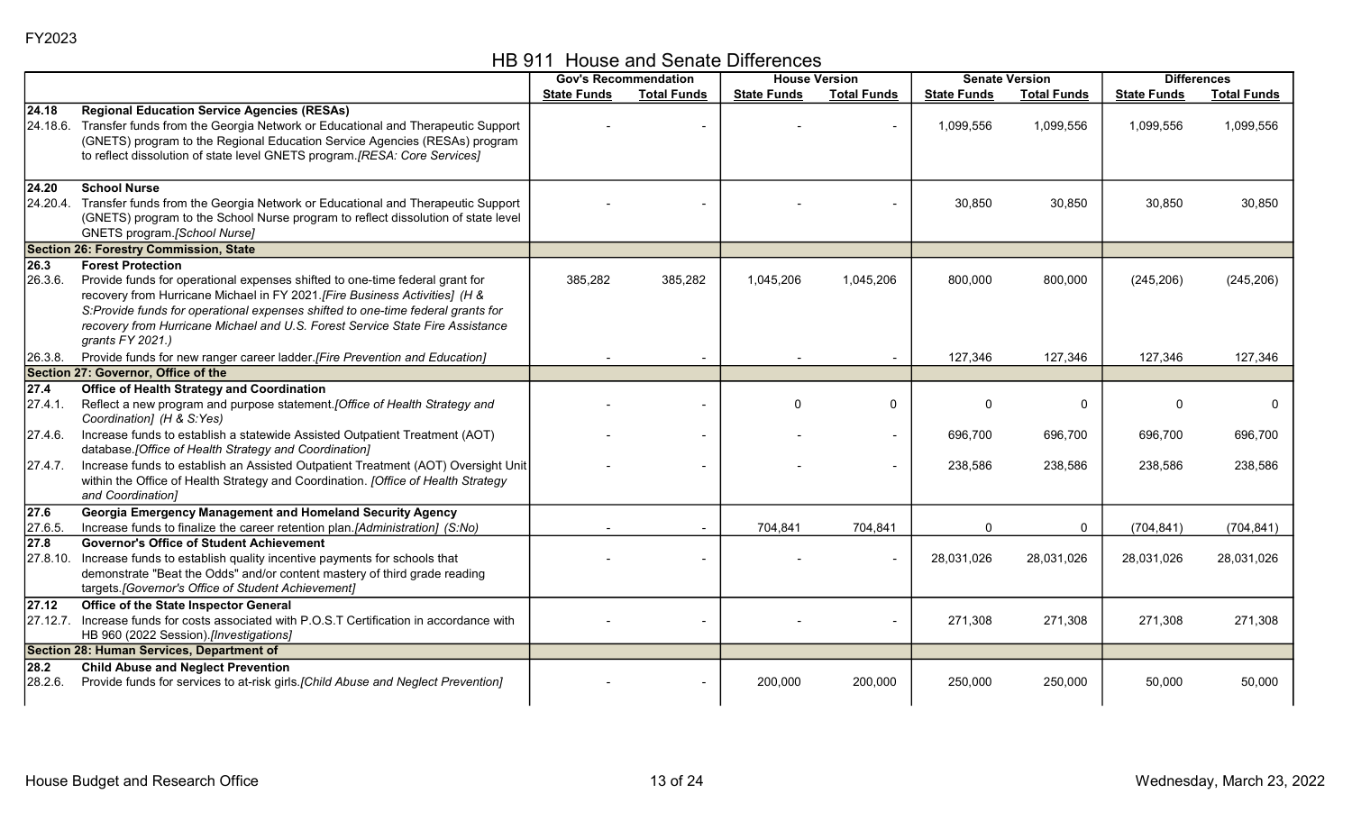FY2023

# HB 911 House and Senate Differences

| | | Gov's Recommendation | | House Version | | Senate Version | | Differences | |
|---|---|---|---|---|---|---|---|---|---|
| | | State Funds | Total Funds | State Funds | Total Funds | State Funds | Total Funds | State Funds | Total Funds |
| **24.18** | **Regional Education Service Agencies (RESAs)** | | | | | | | | |
| 24.18.6. | Transfer funds from the Georgia Network or Educational and Therapeutic Support (GNETS) program to the Regional Education Service Agencies (RESAs) program to reflect dissolution of state level GNETS program.*[RESA: Core Services]* | - | - | - | - | 1,099,556 | 1,099,556 | 1,099,556 | 1,099,556 |
| **24.20** | **School Nurse** | | | | | | | | |
| 24.20.4. | Transfer funds from the Georgia Network or Educational and Therapeutic Support (GNETS) program to the School Nurse program to reflect dissolution of state level GNETS program.*[School Nurse]* | - | - | - | - | 30,850 | 30,850 | 30,850 | 30,850 |
| **Section 26: Forestry Commission, State** | | | | | | | | | |
| **26.3** | **Forest Protection** | | | | | | | | |
| 26.3.6. | Provide funds for operational expenses shifted to one-time federal grant for recovery from Hurricane Michael in FY 2021.*[Fire Business Activities] (H & S:Provide funds for operational expenses shifted to one-time federal grants for recovery from Hurricane Michael and U.S. Forest Service State Fire Assistance grants FY 2021.)* | 385,282 | 385,282 | 1,045,206 | 1,045,206 | 800,000 | 800,000 | (245,206) | (245,206) |
| 26.3.8. | Provide funds for new ranger career ladder.*[Fire Prevention and Education]* | - | - | - | - | 127,346 | 127,346 | 127,346 | 127,346 |
| **Section 27: Governor, Office of the** | | | | | | | | | |
| **27.4** | **Office of Health Strategy and Coordination** | | | | | | | | |
| 27.4.1. | Reflect a new program and purpose statement.*[Office of Health Strategy and Coordination] (H & S:Yes)* | - | - | 0 | 0 | 0 | 0 | 0 | 0 |
| 27.4.6. | Increase funds to establish a statewide Assisted Outpatient Treatment (AOT) database.*[Office of Health Strategy and Coordination]* | - | - | - | - | 696,700 | 696,700 | 696,700 | 696,700 |
| 27.4.7. | Increase funds to establish an Assisted Outpatient Treatment (AOT) Oversight Unit within the Office of Health Strategy and Coordination. *[Office of Health Strategy and Coordination]* | - | - | - | - | 238,586 | 238,586 | 238,586 | 238,586 |
| **27.6** | **Georgia Emergency Management and Homeland Security Agency** | | | | | | | | |
| 27.6.5. | Increase funds to finalize the career retention plan.*[Administration] (S:No)* | - | - | 704,841 | 704,841 | 0 | 0 | (704,841) | (704,841) |
| **27.8** | **Governor's Office of Student Achievement** | | | | | | | | |
| 27.8.10. | Increase funds to establish quality incentive payments for schools that demonstrate "Beat the Odds" and/or content mastery of third grade reading targets.*[Governor's Office of Student Achievement]* | - | - | - | - | 28,031,026 | 28,031,026 | 28,031,026 | 28,031,026 |
| **27.12** | **Office of the State Inspector General** | | | | | | | | |
| 27.12.7. | Increase funds for costs associated with P.O.S.T Certification in accordance with HB 960 (2022 Session).*[Investigations]* | - | - | - | - | 271,308 | 271,308 | 271,308 | 271,308 |
| **Section 28: Human Services, Department of** | | | | | | | | | |
| **28.2** | **Child Abuse and Neglect Prevention** | | | | | | | | |
| 28.2.6. | Provide funds for services to at-risk girls.*[Child Abuse and Neglect Prevention]* | - | - | 200,000 | 200,000 | 250,000 | 250,000 | 50,000 | 50,000 |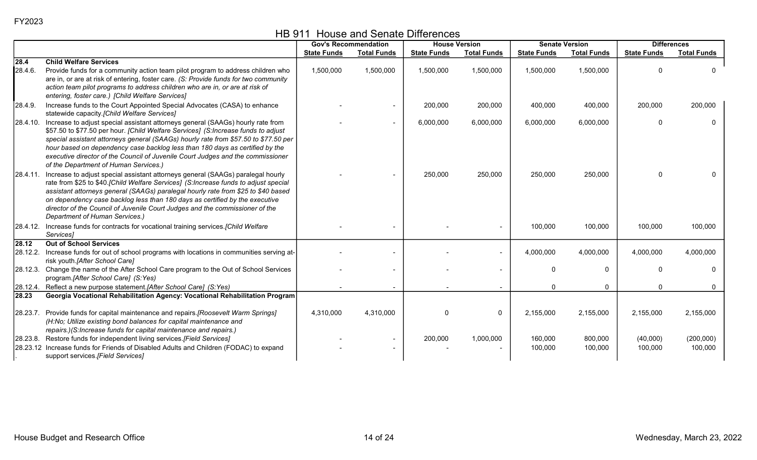FY2023

# HB 911 House and Senate Differences

| | | Gov's Recommendation | | House Version | | Senate Version | | Differences | |
|---|---|---|---|---|---|---|---|---|---|
| | | State Funds | Total Funds | State Funds | Total Funds | State Funds | Total Funds | State Funds | Total Funds |
| **28.4** | **Child Welfare Services** | | | | | | | | |
| 28.4.6. | Provide funds for a community action team pilot program to address children who are in, or are at risk of entering, foster care. *(S: Provide funds for two community action team pilot programs to address children who are in, or are at risk of entering, foster care.) [Child Welfare Services]* | 1,500,000 | 1,500,000 | 1,500,000 | 1,500,000 | 1,500,000 | 1,500,000 | 0 | 0 |
| 28.4.9. | Increase funds to the Court Appointed Special Advocates (CASA) to enhance statewide capacity.*[Child Welfare Services]* | - | - | 200,000 | 200,000 | 400,000 | 400,000 | 200,000 | 200,000 |
| 28.4.10. | Increase to adjust special assistant attorneys general (SAAGs) hourly rate from $57.50 to $77.50 per hour. *[Child Welfare Services] (S:Increase funds to adjust special assistant attorneys general (SAAGs) hourly rate from $57.50 to $77.50 per hour based on dependency case backlog less than 180 days as certified by the executive director of the Council of Juvenile Court Judges and the commissioner of the Department of Human Services.)* | - | - | 6,000,000 | 6,000,000 | 6,000,000 | 6,000,000 | 0 | 0 |
| 28.4.11. | Increase to adjust special assistant attorneys general (SAAGs) paralegal hourly rate from $25 to $40.*[Child Welfare Services] (S:Increase funds to adjust special assistant attorneys general (SAAGs) paralegal hourly rate from $25 to $40 based on dependency case backlog less than 180 days as certified by the executive director of the Council of Juvenile Court Judges and the commissioner of the Department of Human Services.)* | - | - | 250,000 | 250,000 | 250,000 | 250,000 | 0 | 0 |
| 28.4.12. | Increase funds for contracts for vocational training services.*[Child Welfare Services]* | - | - | - | - | 100,000 | 100,000 | 100,000 | 100,000 |
| **28.12** | **Out of School Services** | | | | | | | | |
| 28.12.2. | Increase funds for out of school programs with locations in communities serving at-risk youth.*[After School Care]* | - | - | - | - | 4,000,000 | 4,000,000 | 4,000,000 | 4,000,000 |
| 28.12.3. | Change the name of the After School Care program to the Out of School Services program.*[After School Care] (S:Yes)* | - | - | - | - | 0 | 0 | 0 | 0 |
| 28.12.4. | Reflect a new purpose statement.*[After School Care] (S:Yes)* | - | - | - | - | 0 | 0 | 0 | 0 |
| **28.23** | **Georgia Vocational Rehabilitation Agency: Vocational Rehabilitation Program** | | | | | | | | |
| 28.23.7. | Provide funds for capital maintenance and repairs.*[Roosevelt Warm Springs] (H:No; Utilize existing bond balances for capital maintenance and repairs.)(S:Increase funds for capital maintenance and repairs.)* | 4,310,000 | 4,310,000 | 0 | 0 | 2,155,000 | 2,155,000 | 2,155,000 | 2,155,000 |
| 28.23.8. | Restore funds for independent living services.*[Field Services]* | - | - | 200,000 | 1,000,000 | 160,000 | 800,000 | (40,000) | (200,000) |
| 28.23.12. | Increase funds for Friends of Disabled Adults and Children (FODAC) to expand support services.*[Field Services]* | - | - | - | - | 100,000 | 100,000 | 100,000 | 100,000 |

House Budget and Research Office

Wednesday, March 23, 2022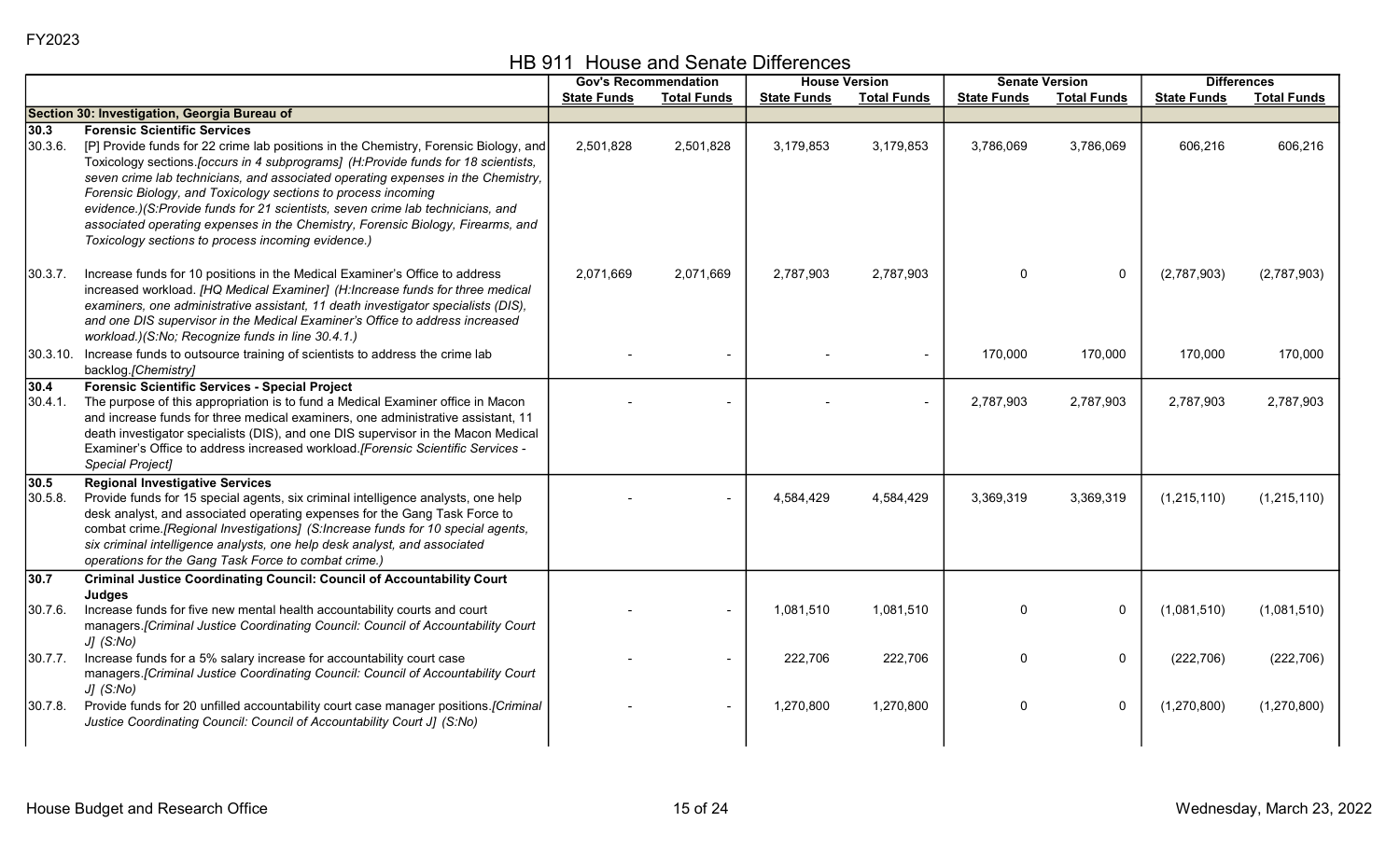FY2023

# HB 911 House and Senate Differences

| | | Gov's Recommendation | | House Version | | Senate Version | | Differences | |
|---|---|---|---|---|---|---|---|---|---|
| | | State Funds | Total Funds | State Funds | Total Funds | State Funds | Total Funds | State Funds | Total Funds |
| **Section 30: Investigation, Georgia Bureau of** | | | | | | | | | |
| **30.3** | **Forensic Scientific Services** | | | | | | | | |
| 30.3.6. | [P] Provide funds for 22 crime lab positions in the Chemistry, Forensic Biology, and Toxicology sections.*[occurs in 4 subprograms] (H:Provide funds for 18 scientists, seven crime lab technicians, and associated operating expenses in the Chemistry, Forensic Biology, and Toxicology sections to process incoming evidence.)(S:Provide funds for 21 scientists, seven crime lab technicians, and associated operating expenses in the Chemistry, Forensic Biology, Firearms, and Toxicology sections to process incoming evidence.)* | 2,501,828 | 2,501,828 | 3,179,853 | 3,179,853 | 3,786,069 | 3,786,069 | 606,216 | 606,216 |
| 30.3.7. | Increase funds for 10 positions in the Medical Examiner's Office to address increased workload. *[HQ Medical Examiner] (H:Increase funds for three medical examiners, one administrative assistant, 11 death investigator specialists (DIS), and one DIS supervisor in the Medical Examiner's Office to address increased workload.)(S:No; Recognize funds in line 30.4.1.)* | 2,071,669 | 2,071,669 | 2,787,903 | 2,787,903 | 0 | 0 | (2,787,903) | (2,787,903) |
| 30.3.10. | Increase funds to outsource training of scientists to address the crime lab backlog.*[Chemistry]* | - | - | - | - | 170,000 | 170,000 | 170,000 | 170,000 |
| **30.4** | **Forensic Scientific Services - Special Project** | | | | | | | | |
| 30.4.1. | The purpose of this appropriation is to fund a Medical Examiner office in Macon and increase funds for three medical examiners, one administrative assistant, 11 death investigator specialists (DIS), and one DIS supervisor in the Macon Medical Examiner's Office to address increased workload.*[Forensic Scientific Services - Special Project]* | - | - | - | - | 2,787,903 | 2,787,903 | 2,787,903 | 2,787,903 |
| **30.5** | **Regional Investigative Services** | | | | | | | | |
| 30.5.8. | Provide funds for 15 special agents, six criminal intelligence analysts, one help desk analyst, and associated operating expenses for the Gang Task Force to combat crime.*[Regional Investigations] (S:Increase funds for 10 special agents, six criminal intelligence analysts, one help desk analyst, and associated operations for the Gang Task Force to combat crime.)* | - | - | 4,584,429 | 4,584,429 | 3,369,319 | 3,369,319 | (1,215,110) | (1,215,110) |
| **30.7** | **Criminal Justice Coordinating Council: Council of Accountability Court Judges** | | | | | | | | |
| 30.7.6. | Increase funds for five new mental health accountability courts and court managers.*[Criminal Justice Coordinating Council: Council of Accountability Court J] (S:No)* | - | - | 1,081,510 | 1,081,510 | 0 | 0 | (1,081,510) | (1,081,510) |
| 30.7.7. | Increase funds for a 5% salary increase for accountability court case managers.*[Criminal Justice Coordinating Council: Council of Accountability Court J] (S:No)* | - | - | 222,706 | 222,706 | 0 | 0 | (222,706) | (222,706) |
| 30.7.8. | Provide funds for 20 unfilled accountability court case manager positions.*[Criminal Justice Coordinating Council: Council of Accountability Court J] (S:No)* | - | - | 1,270,800 | 1,270,800 | 0 | 0 | (1,270,800) | (1,270,800) |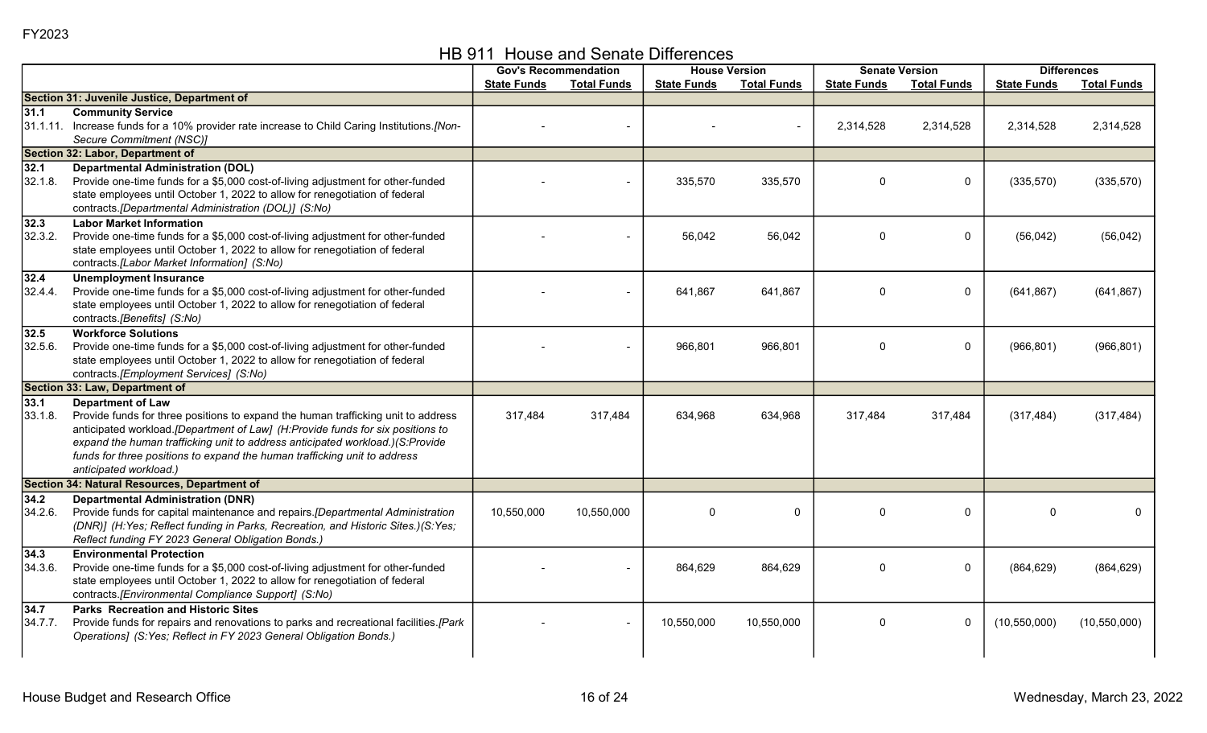FY2023

# HB 911 House and Senate Differences

| | Gov's Recommendation | | House Version | | Senate Version | | Differences | |
|---|---|---|---|---|---|---|---|---|
| | State Funds | Total Funds | State Funds | Total Funds | State Funds | Total Funds | State Funds | Total Funds |
| **Section 31: Juvenile Justice, Department of** | | | | | | | | |
| **31.1 Community Service** | | | | | | | | |
| 31.1.11. Increase funds for a 10% provider rate increase to Child Caring Institutions.*[Non-Secure Commitment (NSC)]* | - | - | - | - | 2,314,528 | 2,314,528 | 2,314,528 | 2,314,528 |
| **Section 32: Labor, Department of** | | | | | | | | |
| **32.1 Departmental Administration (DOL)** | | | | | | | | |
| 32.1.8. Provide one-time funds for a $5,000 cost-of-living adjustment for other-funded state employees until October 1, 2022 to allow for renegotiation of federal contracts.*[Departmental Administration (DOL)] (S:No)* | - | - | 335,570 | 335,570 | 0 | 0 | (335,570) | (335,570) |
| **32.3 Labor Market Information** | | | | | | | | |
| 32.3.2. Provide one-time funds for a $5,000 cost-of-living adjustment for other-funded state employees until October 1, 2022 to allow for renegotiation of federal contracts.*[Labor Market Information] (S:No)* | - | - | 56,042 | 56,042 | 0 | 0 | (56,042) | (56,042) |
| **32.4 Unemployment Insurance** | | | | | | | | |
| 32.4.4. Provide one-time funds for a $5,000 cost-of-living adjustment for other-funded state employees until October 1, 2022 to allow for renegotiation of federal contracts.*[Benefits] (S:No)* | - | - | 641,867 | 641,867 | 0 | 0 | (641,867) | (641,867) |
| **32.5 Workforce Solutions** | | | | | | | | |
| 32.5.6. Provide one-time funds for a $5,000 cost-of-living adjustment for other-funded state employees until October 1, 2022 to allow for renegotiation of federal contracts.*[Employment Services] (S:No)* | - | - | 966,801 | 966,801 | 0 | 0 | (966,801) | (966,801) |
| **Section 33: Law, Department of** | | | | | | | | |
| **33.1 Department of Law** | | | | | | | | |
| 33.1.8. Provide funds for three positions to expand the human trafficking unit to address anticipated workload.*[Department of Law] (H:Provide funds for six positions to expand the human trafficking unit to address anticipated workload.)(S:Provide funds for three positions to expand the human trafficking unit to address anticipated workload.)* | 317,484 | 317,484 | 634,968 | 634,968 | 317,484 | 317,484 | (317,484) | (317,484) |
| **Section 34: Natural Resources, Department of** | | | | | | | | |
| **34.2 Departmental Administration (DNR)** | | | | | | | | |
| 34.2.6. Provide funds for capital maintenance and repairs.*[Departmental Administration (DNR)] (H:Yes; Reflect funding in Parks, Recreation, and Historic Sites.)(S:Yes; Reflect funding FY 2023 General Obligation Bonds.)* | 10,550,000 | 10,550,000 | 0 | 0 | 0 | 0 | 0 | 0 |
| **34.3 Environmental Protection** | | | | | | | | |
| 34.3.6. Provide one-time funds for a $5,000 cost-of-living adjustment for other-funded state employees until October 1, 2022 to allow for renegotiation of federal contracts.*[Environmental Compliance Support] (S:No)* | - | - | 864,629 | 864,629 | 0 | 0 | (864,629) | (864,629) |
| **34.7 Parks Recreation and Historic Sites** | | | | | | | | |
| 34.7.7. Provide funds for repairs and renovations to parks and recreational facilities.*[Park Operations] (S:Yes; Reflect in FY 2023 General Obligation Bonds.)* | - | - | 10,550,000 | 10,550,000 | 0 | 0 | (10,550,000) | (10,550,000) |

House Budget and Research Office — Wednesday, March 23, 2022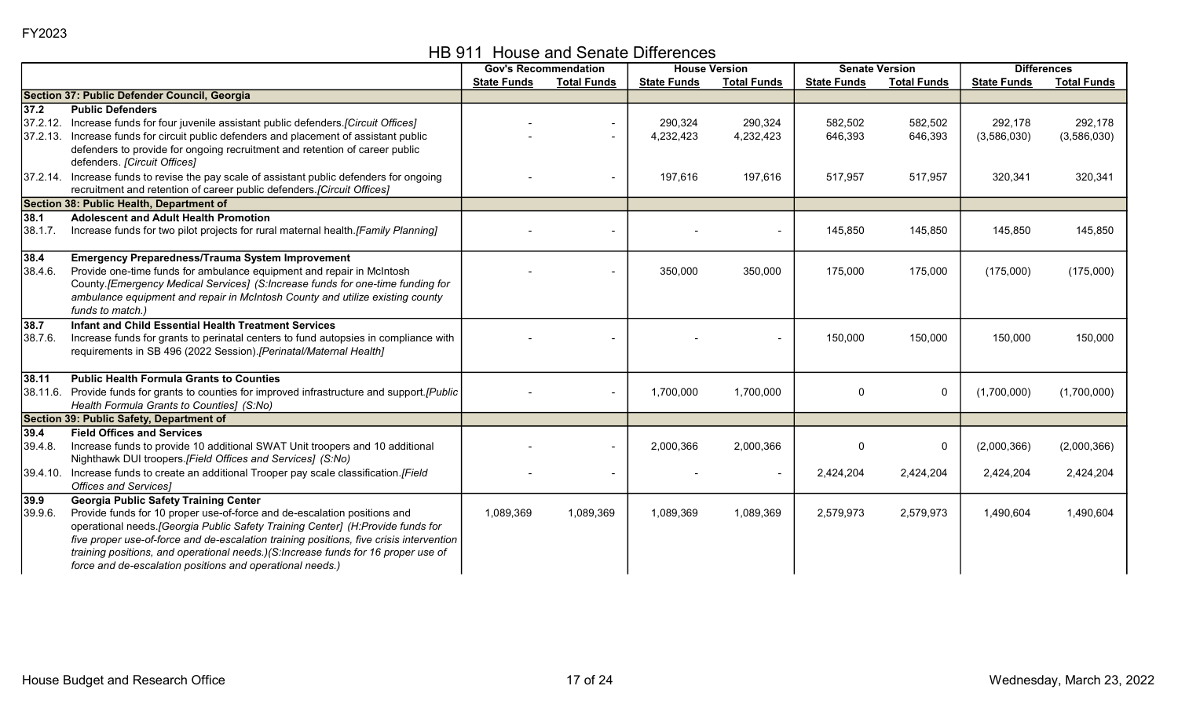FY2023

# HB 911 House and Senate Differences

| | | Gov's Recommendation | | House Version | | Senate Version | | Differences | |
|---|---|---|---|---|---|---|---|---|---|
| | | State Funds | Total Funds | State Funds | Total Funds | State Funds | Total Funds | State Funds | Total Funds |
| **Section 37: Public Defender Council, Georgia** | | | | | | | | | |
| **37.2** | **Public Defenders** | | | | | | | | |
| 37.2.12. | Increase funds for four juvenile assistant public defenders.*[Circuit Offices]* | - | - | 290,324 | 290,324 | 582,502 | 582,502 | 292,178 | 292,178 |
| 37.2.13. | Increase funds for circuit public defenders and placement of assistant public defenders to provide for ongoing recruitment and retention of career public defenders. *[Circuit Offices]* | - | - | 4,232,423 | 4,232,423 | 646,393 | 646,393 | (3,586,030) | (3,586,030) |
| 37.2.14. | Increase funds to revise the pay scale of assistant public defenders for ongoing recruitment and retention of career public defenders.*[Circuit Offices]* | - | - | 197,616 | 197,616 | 517,957 | 517,957 | 320,341 | 320,341 |
| **Section 38: Public Health, Department of** | | | | | | | | | |
| **38.1** | **Adolescent and Adult Health Promotion** | | | | | | | | |
| 38.1.7. | Increase funds for two pilot projects for rural maternal health.*[Family Planning]* | - | - | - | - | 145,850 | 145,850 | 145,850 | 145,850 |
| **38.4** | **Emergency Preparedness/Trauma System Improvement** | | | | | | | | |
| 38.4.6. | Provide one-time funds for ambulance equipment and repair in McIntosh County.*[Emergency Medical Services] (S:Increase funds for one-time funding for ambulance equipment and repair in McIntosh County and utilize existing county funds to match.)* | - | - | 350,000 | 350,000 | 175,000 | 175,000 | (175,000) | (175,000) |
| **38.7** | **Infant and Child Essential Health Treatment Services** | | | | | | | | |
| 38.7.6. | Increase funds for grants to perinatal centers to fund autopsies in compliance with requirements in SB 496 (2022 Session).*[Perinatal/Maternal Health]* | - | - | - | - | 150,000 | 150,000 | 150,000 | 150,000 |
| **38.11** | **Public Health Formula Grants to Counties** | | | | | | | | |
| 38.11.6. | Provide funds for grants to counties for improved infrastructure and support.*[Public Health Formula Grants to Counties] (S:No)* | - | - | 1,700,000 | 1,700,000 | 0 | 0 | (1,700,000) | (1,700,000) |
| **Section 39: Public Safety, Department of** | | | | | | | | | |
| **39.4** | **Field Offices and Services** | | | | | | | | |
| 39.4.8. | Increase funds to provide 10 additional SWAT Unit troopers and 10 additional Nighthawk DUI troopers.*[Field Offices and Services] (S:No)* | - | - | 2,000,366 | 2,000,366 | 0 | 0 | (2,000,366) | (2,000,366) |
| 39.4.10. | Increase funds to create an additional Trooper pay scale classification.*[Field Offices and Services]* | - | - | - | - | 2,424,204 | 2,424,204 | 2,424,204 | 2,424,204 |
| **39.9** | **Georgia Public Safety Training Center** | | | | | | | | |
| 39.9.6. | Provide funds for 10 proper use-of-force and de-escalation positions and operational needs.*[Georgia Public Safety Training Center] (H:Provide funds for five proper use-of-force and de-escalation training positions, five crisis intervention training positions, and operational needs.)(S:Increase funds for 16 proper use of force and de-escalation positions and operational needs.)* | 1,089,369 | 1,089,369 | 1,089,369 | 1,089,369 | 2,579,973 | 2,579,973 | 1,490,604 | 1,490,604 |

House Budget and Research Office — Wednesday, March 23, 2022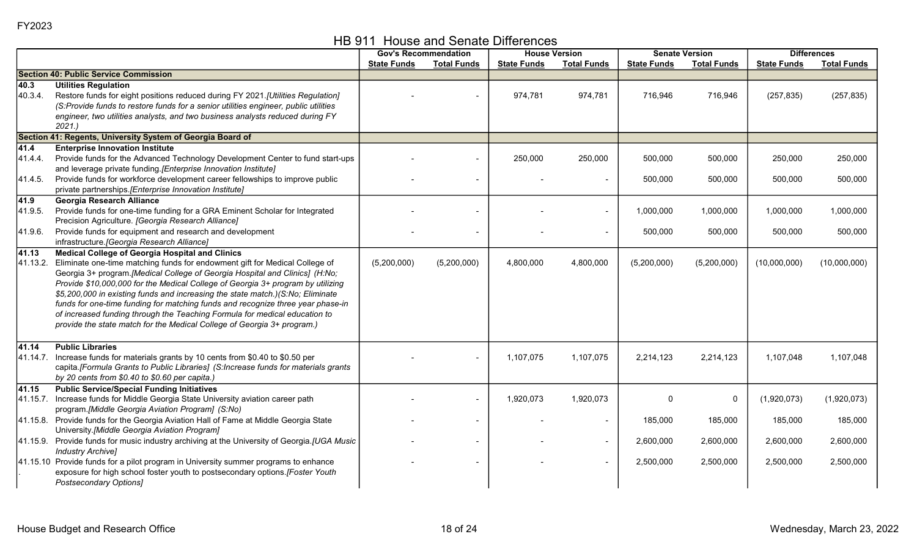FY2023

# HB 911 House and Senate Differences

| | | Gov's Recommendation | | House Version | | Senate Version | | Differences | |
|---|---|---|---|---|---|---|---|---|---|
| | | State Funds | Total Funds | State Funds | Total Funds | State Funds | Total Funds | State Funds | Total Funds |
| **Section 40: Public Service Commission** | | | | | | | | | |
| **40.3** | **Utilities Regulation** | | | | | | | | |
| 40.3.4. | Restore funds for eight positions reduced during FY 2021.*[Utilities Regulation] (S:Provide funds to restore funds for a senior utilities engineer, public utilities engineer, two utilities analysts, and two business analysts reduced during FY 2021.)* | - | - | 974,781 | 974,781 | 716,946 | 716,946 | (257,835) | (257,835) |
| **Section 41: Regents, University System of Georgia Board of** | | | | | | | | | |
| **41.4** | **Enterprise Innovation Institute** | | | | | | | | |
| 41.4.4. | Provide funds for the Advanced Technology Development Center to fund start-ups and leverage private funding.*[Enterprise Innovation Institute]* | - | - | 250,000 | 250,000 | 500,000 | 500,000 | 250,000 | 250,000 |
| 41.4.5. | Provide funds for workforce development career fellowships to improve public private partnerships.*[Enterprise Innovation Institute]* | - | - | - | - | 500,000 | 500,000 | 500,000 | 500,000 |
| **41.9** | **Georgia Research Alliance** | | | | | | | | |
| 41.9.5. | Provide funds for one-time funding for a GRA Eminent Scholar for Integrated Precision Agriculture. *[Georgia Research Alliance]* | - | - | - | - | 1,000,000 | 1,000,000 | 1,000,000 | 1,000,000 |
| 41.9.6. | Provide funds for equipment and research and development infrastructure.*[Georgia Research Alliance]* | - | - | - | - | 500,000 | 500,000 | 500,000 | 500,000 |
| **41.13** | **Medical College of Georgia Hospital and Clinics** | | | | | | | | |
| 41.13.2. | Eliminate one-time matching funds for endowment gift for Medical College of Georgia 3+ program.*[Medical College of Georgia Hospital and Clinics] (H:No; Provide $10,000,000 for the Medical College of Georgia 3+ program by utilizing $5,200,000 in existing funds and increasing the state match.)(S:No; Eliminate funds for one-time funding for matching funds and recognize three year phase-in of increased funding through the Teaching Formula for medical education to provide the state match for the Medical College of Georgia 3+ program.)* | (5,200,000) | (5,200,000) | 4,800,000 | 4,800,000 | (5,200,000) | (5,200,000) | (10,000,000) | (10,000,000) |
| **41.14** | **Public Libraries** | | | | | | | | |
| 41.14.7. | Increase funds for materials grants by 10 cents from $0.40 to $0.50 per capita.*[Formula Grants to Public Libraries] (S:Increase funds for materials grants by 20 cents from $0.40 to $0.60 per capita.)* | - | - | 1,107,075 | 1,107,075 | 2,214,123 | 2,214,123 | 1,107,048 | 1,107,048 |
| **41.15** | **Public Service/Special Funding Initiatives** | | | | | | | | |
| 41.15.7. | Increase funds for Middle Georgia State University aviation career path program.*[Middle Georgia Aviation Program] (S:No)* | - | - | 1,920,073 | 1,920,073 | 0 | 0 | (1,920,073) | (1,920,073) |
| 41.15.8. | Provide funds for the Georgia Aviation Hall of Fame at Middle Georgia State University.*[Middle Georgia Aviation Program]* | - | - | - | - | 185,000 | 185,000 | 185,000 | 185,000 |
| 41.15.9. | Provide funds for music industry archiving at the University of Georgia.*[UGA Music Industry Archive]* | - | - | - | - | 2,600,000 | 2,600,000 | 2,600,000 | 2,600,000 |
| 41.15.10. | Provide funds for a pilot program in University summer programs to enhance exposure for high school foster youth to postsecondary options.*[Foster Youth Postsecondary Options]* | - | - | - | - | 2,500,000 | 2,500,000 | 2,500,000 | 2,500,000 |

House Budget and Research Office — Wednesday, March 23, 2022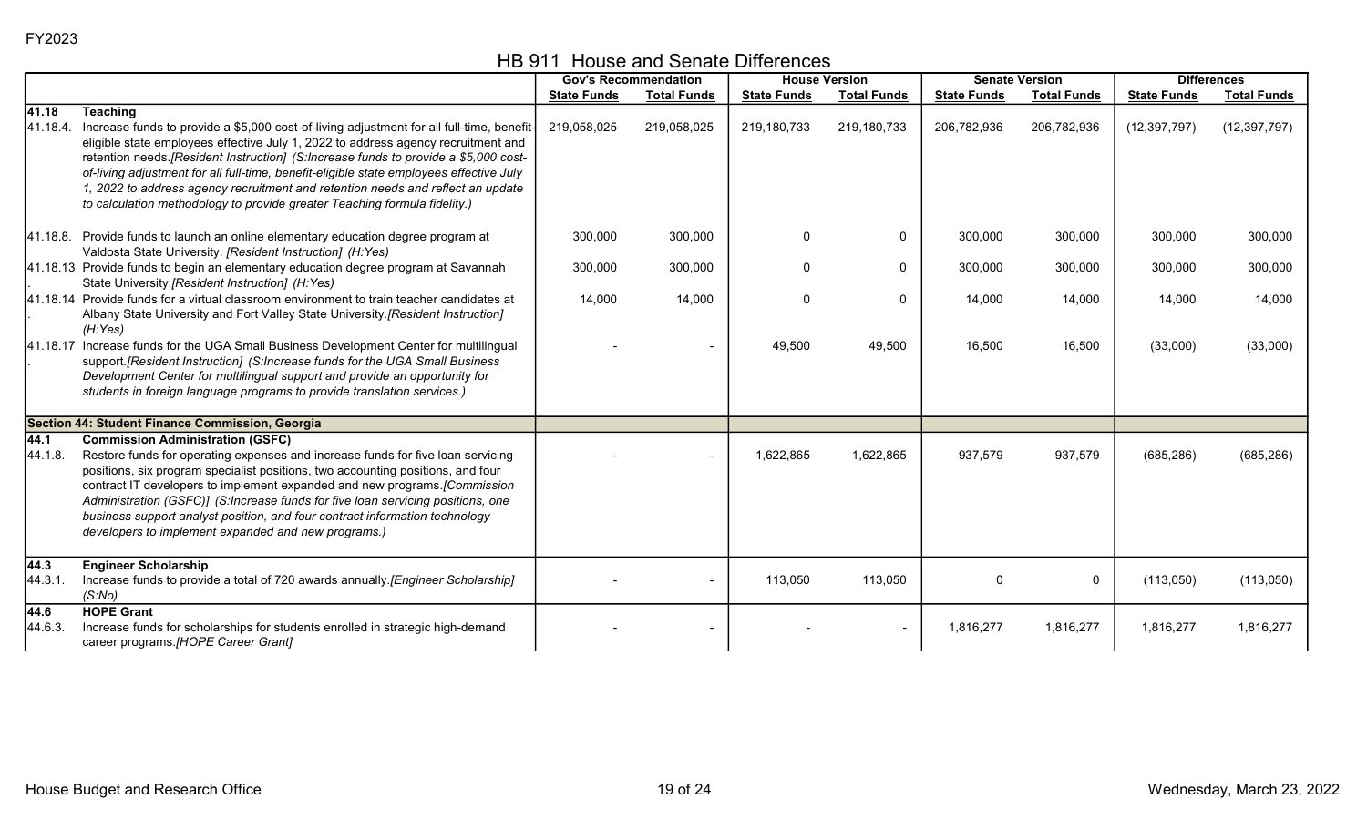FY2023

# HB 911 House and Senate Differences

| | | Gov's Recommendation | | House Version | | Senate Version | | Differences | |
|---|---|---|---|---|---|---|---|---|---|
| | | State Funds | Total Funds | State Funds | Total Funds | State Funds | Total Funds | State Funds | Total Funds |
| **41.18** | **Teaching** | | | | | | | | |
| 41.18.4. | Increase funds to provide a $5,000 cost-of-living adjustment for all full-time, benefit-eligible state employees effective July 1, 2022 to address agency recruitment and retention needs.*[Resident Instruction] (S:Increase funds to provide a $5,000 cost-of-living adjustment for all full-time, benefit-eligible state employees effective July 1, 2022 to address agency recruitment and retention needs and reflect an update to calculation methodology to provide greater Teaching formula fidelity.)* | 219,058,025 | 219,058,025 | 219,180,733 | 219,180,733 | 206,782,936 | 206,782,936 | (12,397,797) | (12,397,797) |
| 41.18.8. | Provide funds to launch an online elementary education degree program at Valdosta State University. *[Resident Instruction] (H:Yes)* | 300,000 | 300,000 | 0 | 0 | 300,000 | 300,000 | 300,000 | 300,000 |
| 41.18.13. | Provide funds to begin an elementary education degree program at Savannah State University.*[Resident Instruction] (H:Yes)* | 300,000 | 300,000 | 0 | 0 | 300,000 | 300,000 | 300,000 | 300,000 |
| 41.18.14. | Provide funds for a virtual classroom environment to train teacher candidates at Albany State University and Fort Valley State University.*[Resident Instruction] (H:Yes)* | 14,000 | 14,000 | 0 | 0 | 14,000 | 14,000 | 14,000 | 14,000 |
| 41.18.17. | Increase funds for the UGA Small Business Development Center for multilingual support.*[Resident Instruction] (S:Increase funds for the UGA Small Business Development Center for multilingual support and provide an opportunity for students in foreign language programs to provide translation services.)* | - | - | 49,500 | 49,500 | 16,500 | 16,500 | (33,000) | (33,000) |
| **Section 44: Student Finance Commission, Georgia** | | | | | | | | | |
| **44.1** | **Commission Administration (GSFC)** | | | | | | | | |
| 44.1.8. | Restore funds for operating expenses and increase funds for five loan servicing positions, six program specialist positions, two accounting positions, and four contract IT developers to implement expanded and new programs.*[Commission Administration (GSFC)] (S:Increase funds for five loan servicing positions, one business support analyst position, and four contract information technology developers to implement expanded and new programs.)* | - | - | 1,622,865 | 1,622,865 | 937,579 | 937,579 | (685,286) | (685,286) |
| **44.3** | **Engineer Scholarship** | | | | | | | | |
| 44.3.1. | Increase funds to provide a total of 720 awards annually.*[Engineer Scholarship] (S:No)* | - | - | 113,050 | 113,050 | 0 | 0 | (113,050) | (113,050) |
| **44.6** | **HOPE Grant** | | | | | | | | |
| 44.6.3. | Increase funds for scholarships for students enrolled in strategic high-demand career programs.*[HOPE Career Grant]* | - | - | - | - | 1,816,277 | 1,816,277 | 1,816,277 | 1,816,277 |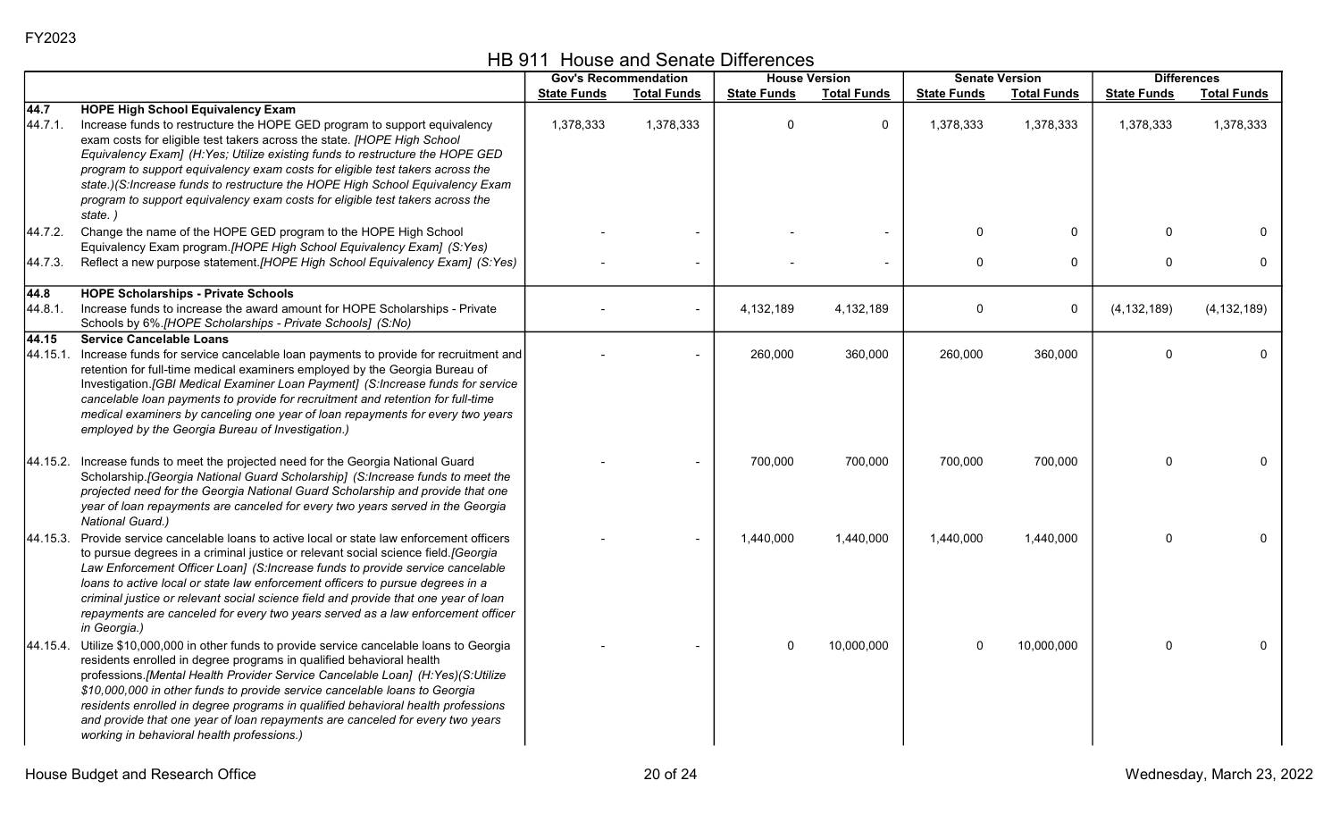FY2023

# HB 911 House and Senate Differences

| | | Gov's Recommendation | | House Version | | Senate Version | | Differences | |
|---|---|---|---|---|---|---|---|---|---|
| | | State Funds | Total Funds | State Funds | Total Funds | State Funds | Total Funds | State Funds | Total Funds |
| **44.7** | **HOPE High School Equivalency Exam** | | | | | | | | |
| 44.7.1. | Increase funds to restructure the HOPE GED program to support equivalency exam costs for eligible test takers across the state. *[HOPE High School Equivalency Exam] (H:Yes; Utilize existing funds to restructure the HOPE GED program to support equivalency exam costs for eligible test takers across the state.)(S:Increase funds to restructure the HOPE High School Equivalency Exam program to support equivalency exam costs for eligible test takers across the state. )* | 1,378,333 | 1,378,333 | 0 | 0 | 1,378,333 | 1,378,333 | 1,378,333 | 1,378,333 |
| 44.7.2. | Change the name of the HOPE GED program to the HOPE High School Equivalency Exam program.*[HOPE High School Equivalency Exam] (S:Yes)* | - | - | - | - | 0 | 0 | 0 | 0 |
| 44.7.3. | Reflect a new purpose statement.*[HOPE High School Equivalency Exam] (S:Yes)* | - | - | - | - | 0 | 0 | 0 | 0 |
| **44.8** | **HOPE Scholarships - Private Schools** | | | | | | | | |
| 44.8.1. | Increase funds to increase the award amount for HOPE Scholarships - Private Schools by 6%.*[HOPE Scholarships - Private Schools] (S:No)* | - | - | 4,132,189 | 4,132,189 | 0 | 0 | (4,132,189) | (4,132,189) |
| **44.15** | **Service Cancelable Loans** | | | | | | | | |
| 44.15.1. | Increase funds for service cancelable loan payments to provide for recruitment and retention for full-time medical examiners employed by the Georgia Bureau of Investigation.*[GBI Medical Examiner Loan Payment] (S:Increase funds for service cancelable loan payments to provide for recruitment and retention for full-time medical examiners by canceling one year of loan repayments for every two years employed by the Georgia Bureau of Investigation.)* | - | - | 260,000 | 360,000 | 260,000 | 360,000 | 0 | 0 |
| 44.15.2. | Increase funds to meet the projected need for the Georgia National Guard Scholarship.*[Georgia National Guard Scholarship] (S:Increase funds to meet the projected need for the Georgia National Guard Scholarship and provide that one year of loan repayments are canceled for every two years served in the Georgia National Guard.)* | - | - | 700,000 | 700,000 | 700,000 | 700,000 | 0 | 0 |
| 44.15.3. | Provide service cancelable loans to active local or state law enforcement officers to pursue degrees in a criminal justice or relevant social science field.*[Georgia Law Enforcement Officer Loan] (S:Increase funds to provide service cancelable loans to active local or state law enforcement officers to pursue degrees in a criminal justice or relevant social science field and provide that one year of loan repayments are canceled for every two years served as a law enforcement officer in Georgia.)* | - | - | 1,440,000 | 1,440,000 | 1,440,000 | 1,440,000 | 0 | 0 |
| 44.15.4. | Utilize $10,000,000 in other funds to provide service cancelable loans to Georgia residents enrolled in degree programs in qualified behavioral health professions.*[Mental Health Provider Service Cancelable Loan] (H:Yes)(S:Utilize $10,000,000 in other funds to provide service cancelable loans to Georgia residents enrolled in degree programs in qualified behavioral health professions and provide that one year of loan repayments are canceled for every two years working in behavioral health professions.)* | - | - | 0 | 10,000,000 | 0 | 10,000,000 | 0 | 0 |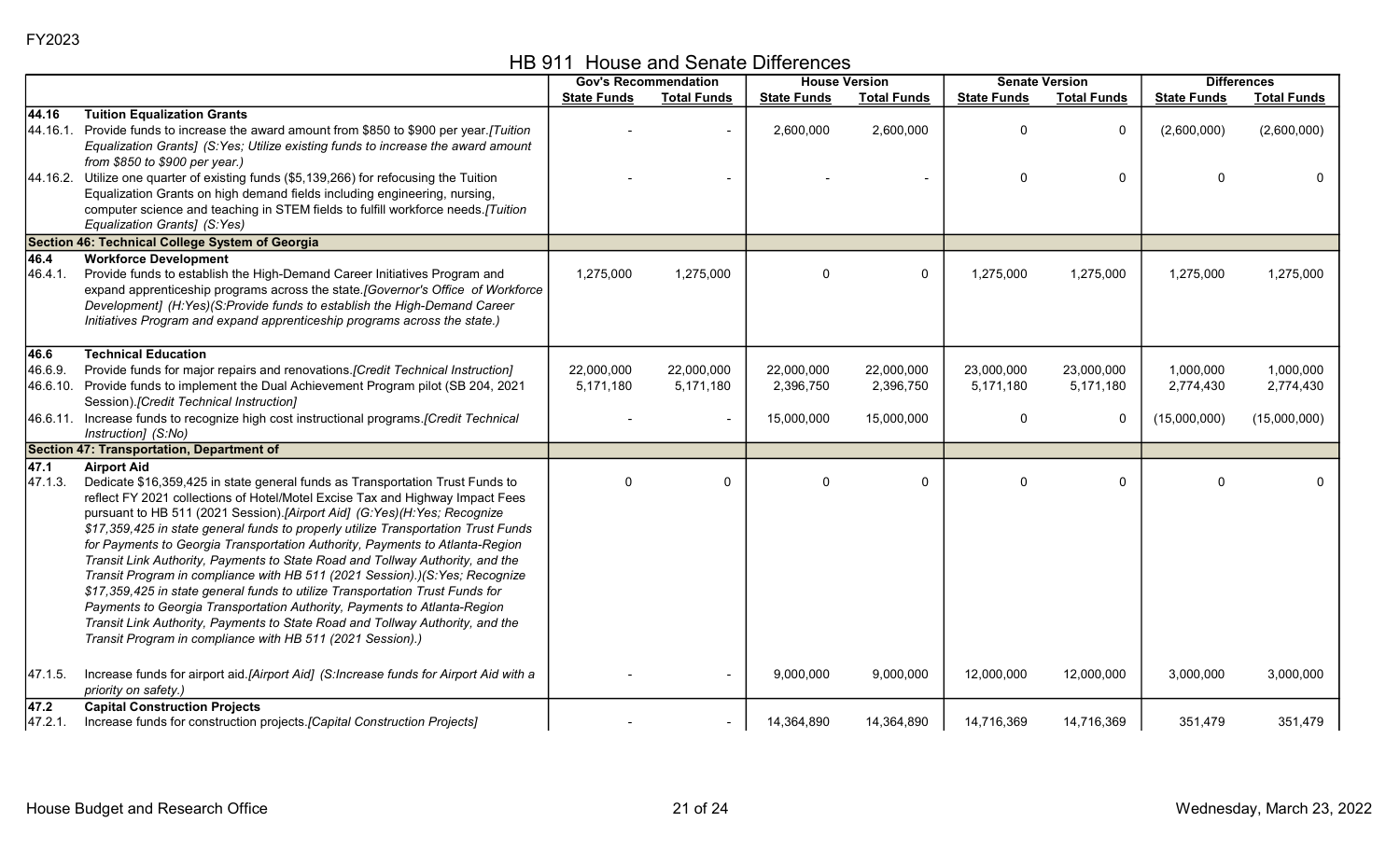FY2023

# HB 911 House and Senate Differences

| | | Gov's Recommendation | | House Version | | Senate Version | | Differences | |
|---|---|---|---|---|---|---|---|---|---|
| | | State Funds | Total Funds | State Funds | Total Funds | State Funds | Total Funds | State Funds | Total Funds |
| **44.16** | **Tuition Equalization Grants** | | | | | | | | |
| 44.16.1. | Provide funds to increase the award amount from $850 to $900 per year.*[Tuition Equalization Grants] (S:Yes; Utilize existing funds to increase the award amount from $850 to $900 per year.)* | - | - | 2,600,000 | 2,600,000 | 0 | 0 | (2,600,000) | (2,600,000) |
| 44.16.2. | Utilize one quarter of existing funds ($5,139,266) for refocusing the Tuition Equalization Grants on high demand fields including engineering, nursing, computer science and teaching in STEM fields to fulfill workforce needs.*[Tuition Equalization Grants] (S:Yes)* | - | - | - | - | 0 | 0 | 0 | 0 |
| **Section 46: Technical College System of Georgia** | | | | | | | | | |
| **46.4** | **Workforce Development** | | | | | | | | |
| 46.4.1. | Provide funds to establish the High-Demand Career Initiatives Program and expand apprenticeship programs across the state.*[Governor's Office of Workforce Development] (H:Yes)(S:Provide funds to establish the High-Demand Career Initiatives Program and expand apprenticeship programs across the state.)* | 1,275,000 | 1,275,000 | 0 | 0 | 1,275,000 | 1,275,000 | 1,275,000 | 1,275,000 |
| **46.6** | **Technical Education** | | | | | | | | |
| 46.6.9. | Provide funds for major repairs and renovations.*[Credit Technical Instruction]* | 22,000,000 | 22,000,000 | 22,000,000 | 22,000,000 | 23,000,000 | 23,000,000 | 1,000,000 | 1,000,000 |
| 46.6.10. | Provide funds to implement the Dual Achievement Program pilot (SB 204, 2021 Session).*[Credit Technical Instruction]* | 5,171,180 | 5,171,180 | 2,396,750 | 2,396,750 | 5,171,180 | 5,171,180 | 2,774,430 | 2,774,430 |
| 46.6.11. | Increase funds to recognize high cost instructional programs.*[Credit Technical Instruction] (S:No)* | - | - | 15,000,000 | 15,000,000 | 0 | 0 | (15,000,000) | (15,000,000) |
| **Section 47: Transportation, Department of** | | | | | | | | | |
| **47.1** | **Airport Aid** | | | | | | | | |
| 47.1.3. | Dedicate $16,359,425 in state general funds as Transportation Trust Funds to reflect FY 2021 collections of Hotel/Motel Excise Tax and Highway Impact Fees pursuant to HB 511 (2021 Session).*[Airport Aid] (G:Yes)(H:Yes; Recognize $17,359,425 in state general funds to properly utilize Transportation Trust Funds for Payments to Georgia Transportation Authority, Payments to Atlanta-Region Transit Link Authority, Payments to State Road and Tollway Authority, and the Transit Program in compliance with HB 511 (2021 Session).)(S:Yes; Recognize $17,359,425 in state general funds to utilize Transportation Trust Funds for Payments to Georgia Transportation Authority, Payments to Atlanta-Region Transit Link Authority, Payments to State Road and Tollway Authority, and the Transit Program in compliance with HB 511 (2021 Session).)* | 0 | 0 | 0 | 0 | 0 | 0 | 0 | 0 |
| 47.1.5. | Increase funds for airport aid.*[Airport Aid] (S:Increase funds for Airport Aid with a priority on safety.)* | - | - | 9,000,000 | 9,000,000 | 12,000,000 | 12,000,000 | 3,000,000 | 3,000,000 |
| **47.2** | **Capital Construction Projects** | | | | | | | | |
| 47.2.1. | Increase funds for construction projects.*[Capital Construction Projects]* | - | - | 14,364,890 | 14,364,890 | 14,716,369 | 14,716,369 | 351,479 | 351,479 |

House Budget and Research Office

Wednesday, March 23, 2022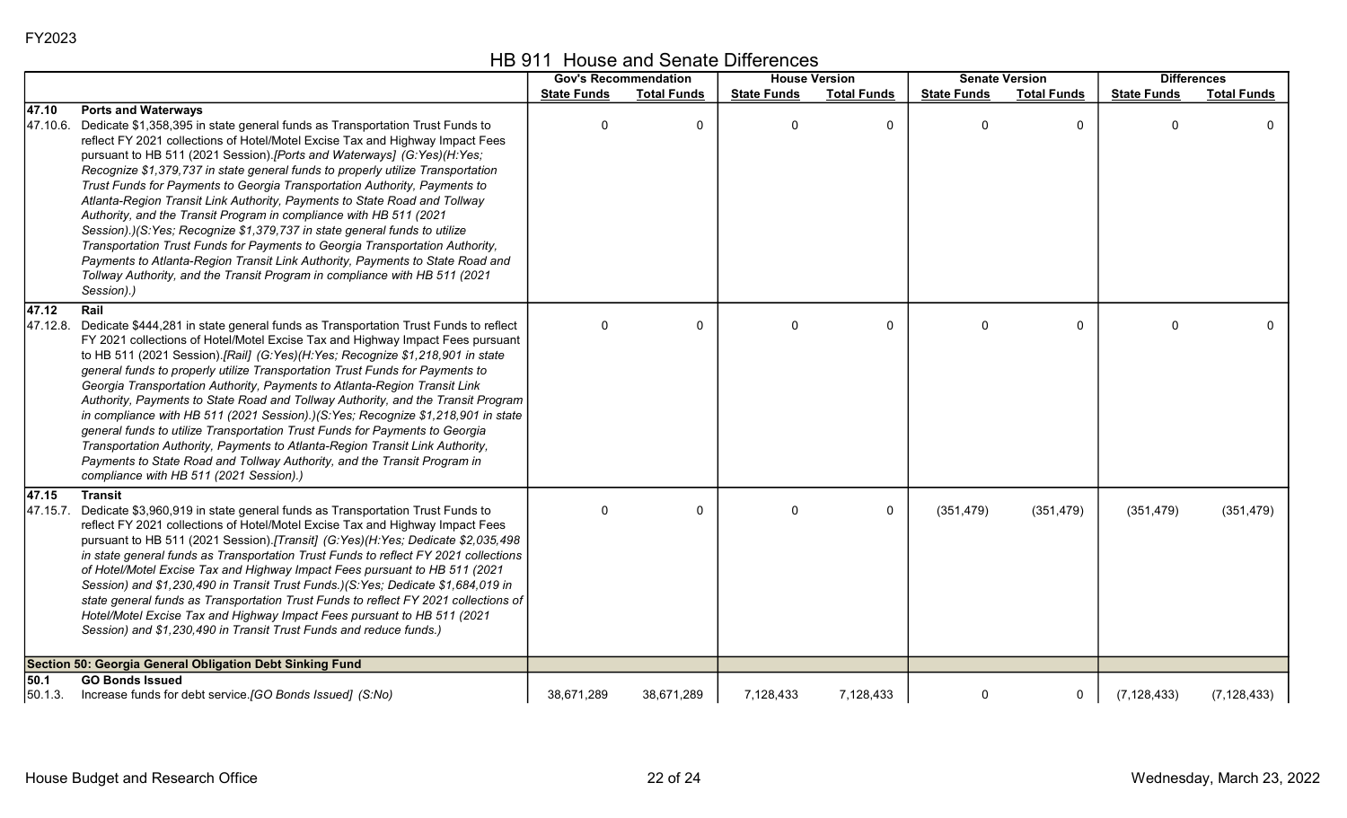FY2023

## HB 911 House and Senate Differences

| | | Gov's Recommendation | | House Version | | Senate Version | | Differences | |
|---|---|---|---|---|---|---|---|---|---|
| | | State Funds | Total Funds | State Funds | Total Funds | State Funds | Total Funds | State Funds | Total Funds |
| **47.10** | **Ports and Waterways** | | | | | | | | |
| 47.10.6. | Dedicate $1,358,395 in state general funds as Transportation Trust Funds to reflect FY 2021 collections of Hotel/Motel Excise Tax and Highway Impact Fees pursuant to HB 511 (2021 Session).*[Ports and Waterways] (G:Yes)(H:Yes; Recognize $1,379,737 in state general funds to properly utilize Transportation Trust Funds for Payments to Georgia Transportation Authority, Payments to Atlanta-Region Transit Link Authority, Payments to State Road and Tollway Authority, and the Transit Program in compliance with HB 511 (2021 Session).)(S:Yes; Recognize $1,379,737 in state general funds to utilize Transportation Trust Funds for Payments to Georgia Transportation Authority, Payments to Atlanta-Region Transit Link Authority, Payments to State Road and Tollway Authority, and the Transit Program in compliance with HB 511 (2021 Session).)* | 0 | 0 | 0 | 0 | 0 | 0 | 0 | 0 |
| **47.12** | **Rail** | | | | | | | | |
| 47.12.8. | Dedicate $444,281 in state general funds as Transportation Trust Funds to reflect FY 2021 collections of Hotel/Motel Excise Tax and Highway Impact Fees pursuant to HB 511 (2021 Session).*[Rail] (G:Yes)(H:Yes; Recognize $1,218,901 in state general funds to properly utilize Transportation Trust Funds for Payments to Georgia Transportation Authority, Payments to Atlanta-Region Transit Link Authority, Payments to State Road and Tollway Authority, and the Transit Program in compliance with HB 511 (2021 Session).)(S:Yes; Recognize $1,218,901 in state general funds to utilize Transportation Trust Funds for Payments to Georgia Transportation Authority, Payments to Atlanta-Region Transit Link Authority, Payments to State Road and Tollway Authority, and the Transit Program in compliance with HB 511 (2021 Session).)* | 0 | 0 | 0 | 0 | 0 | 0 | 0 | 0 |
| **47.15** | **Transit** | | | | | | | | |
| 47.15.7. | Dedicate $3,960,919 in state general funds as Transportation Trust Funds to reflect FY 2021 collections of Hotel/Motel Excise Tax and Highway Impact Fees pursuant to HB 511 (2021 Session).*[Transit] (G:Yes)(H:Yes; Dedicate $2,035,498 in state general funds as Transportation Trust Funds to reflect FY 2021 collections of Hotel/Motel Excise Tax and Highway Impact Fees pursuant to HB 511 (2021 Session) and $1,230,490 in Transit Trust Funds.)(S:Yes; Dedicate $1,684,019 in state general funds as Transportation Trust Funds to reflect FY 2021 collections of Hotel/Motel Excise Tax and Highway Impact Fees pursuant to HB 511 (2021 Session) and $1,230,490 in Transit Trust Funds and reduce funds.)* | 0 | 0 | 0 | 0 | (351,479) | (351,479) | (351,479) | (351,479) |
| **Section 50: Georgia General Obligation Debt Sinking Fund** | | | | | | | | | |
| **50.1** | **GO Bonds Issued** | | | | | | | | |
| 50.1.3. | Increase funds for debt service.*[GO Bonds Issued] (S:No)* | 38,671,289 | 38,671,289 | 7,128,433 | 7,128,433 | 0 | 0 | (7,128,433) | (7,128,433) |

House Budget and Research Office — Wednesday, March 23, 2022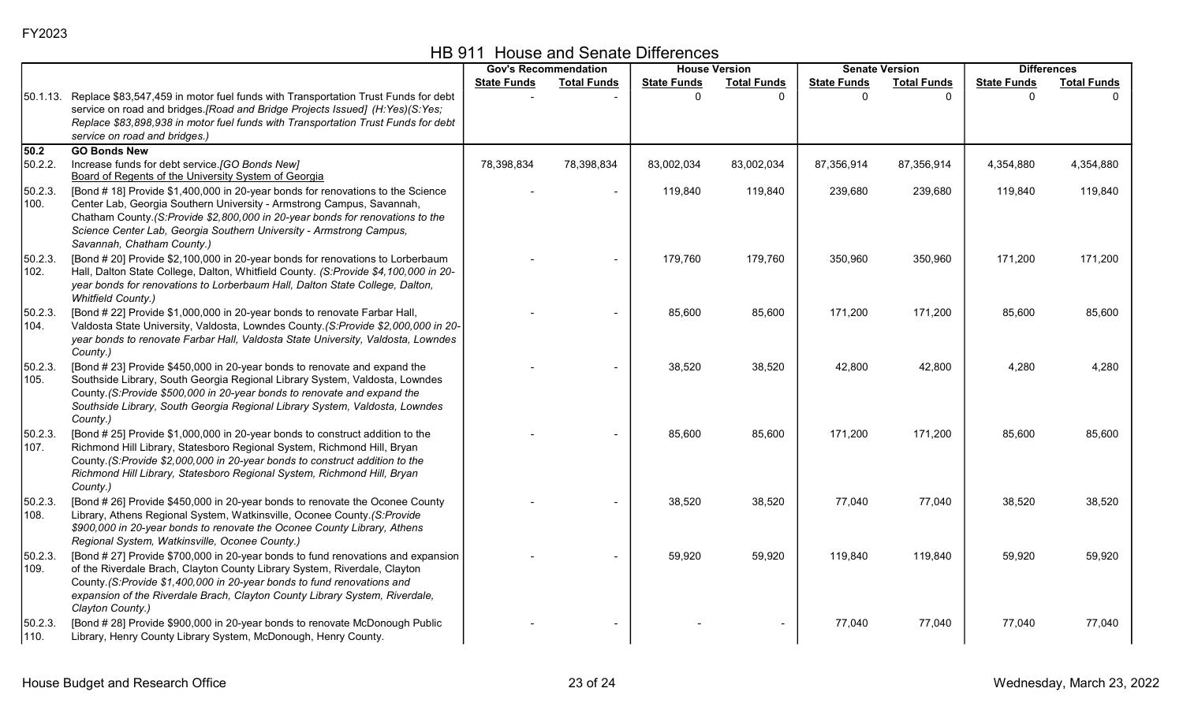FY2023

# HB 911 House and Senate Differences

| | | Gov's Recommendation | | House Version | | Senate Version | | Differences | |
|---|---|---|---|---|---|---|---|---|---|
| | | State Funds | Total Funds | State Funds | Total Funds | State Funds | Total Funds | State Funds | Total Funds |
| 50.1.13. | Replace $83,547,459 in motor fuel funds with Transportation Trust Funds for debt service on road and bridges. *[Road and Bridge Projects Issued] (H:Yes)(S:Yes; Replace $83,898,938 in motor fuel funds with Transportation Trust Funds for debt service on road and bridges.)* | - | - | 0 | 0 | 0 | 0 | 0 | 0 |
| **50.2** | **GO Bonds New** | | | | | | | | |
| 50.2.2. | Increase funds for debt service. *[GO Bonds New]*<br>Board of Regents of the University System of Georgia | 78,398,834 | 78,398,834 | 83,002,034 | 83,002,034 | 87,356,914 | 87,356,914 | 4,354,880 | 4,354,880 |
| 50.2.3.100. | [Bond # 18] Provide $1,400,000 in 20-year bonds for renovations to the Science Center Lab, Georgia Southern University - Armstrong Campus, Savannah, Chatham County. *(S:Provide $2,800,000 in 20-year bonds for renovations to the Science Center Lab, Georgia Southern University - Armstrong Campus, Savannah, Chatham County.)* | - | - | 119,840 | 119,840 | 239,680 | 239,680 | 119,840 | 119,840 |
| 50.2.3.102. | [Bond # 20] Provide $2,100,000 in 20-year bonds for renovations to Lorberbaum Hall, Dalton State College, Dalton, Whitfield County. *(S:Provide $4,100,000 in 20-year bonds for renovations to Lorberbaum Hall, Dalton State College, Dalton, Whitfield County.)* | - | - | 179,760 | 179,760 | 350,960 | 350,960 | 171,200 | 171,200 |
| 50.2.3.104. | [Bond # 22] Provide $1,000,000 in 20-year bonds to renovate Farbar Hall, Valdosta State University, Valdosta, Lowndes County. *(S:Provide $2,000,000 in 20-year bonds to renovate Farbar Hall, Valdosta State University, Valdosta, Lowndes County.)* | - | - | 85,600 | 85,600 | 171,200 | 171,200 | 85,600 | 85,600 |
| 50.2.3.105. | [Bond # 23] Provide $450,000 in 20-year bonds to renovate and expand the Southside Library, South Georgia Regional Library System, Valdosta, Lowndes County. *(S:Provide $500,000 in 20-year bonds to renovate and expand the Southside Library, South Georgia Regional Library System, Valdosta, Lowndes County.)* | - | - | 38,520 | 38,520 | 42,800 | 42,800 | 4,280 | 4,280 |
| 50.2.3.107. | [Bond # 25] Provide $1,000,000 in 20-year bonds to construct addition to the Richmond Hill Library, Statesboro Regional System, Richmond Hill, Bryan County. *(S:Provide $2,000,000 in 20-year bonds to construct addition to the Richmond Hill Library, Statesboro Regional System, Richmond Hill, Bryan County.)* | - | - | 85,600 | 85,600 | 171,200 | 171,200 | 85,600 | 85,600 |
| 50.2.3.108. | [Bond # 26] Provide $450,000 in 20-year bonds to renovate the Oconee County Library, Athens Regional System, Watkinsville, Oconee County. *(S:Provide $900,000 in 20-year bonds to renovate the Oconee County Library, Athens Regional System, Watkinsville, Oconee County.)* | - | - | 38,520 | 38,520 | 77,040 | 77,040 | 38,520 | 38,520 |
| 50.2.3.109. | [Bond # 27] Provide $700,000 in 20-year bonds to fund renovations and expansion of the Riverdale Brach, Clayton County Library System, Riverdale, Clayton County. *(S:Provide $1,400,000 in 20-year bonds to fund renovations and expansion of the Riverdale Brach, Clayton County Library System, Riverdale, Clayton County.)* | - | - | 59,920 | 59,920 | 119,840 | 119,840 | 59,920 | 59,920 |
| 50.2.3.110. | [Bond # 28] Provide $900,000 in 20-year bonds to renovate McDonough Public Library, Henry County Library System, McDonough, Henry County. | - | - | - | - | 77,040 | 77,040 | 77,040 | 77,040 |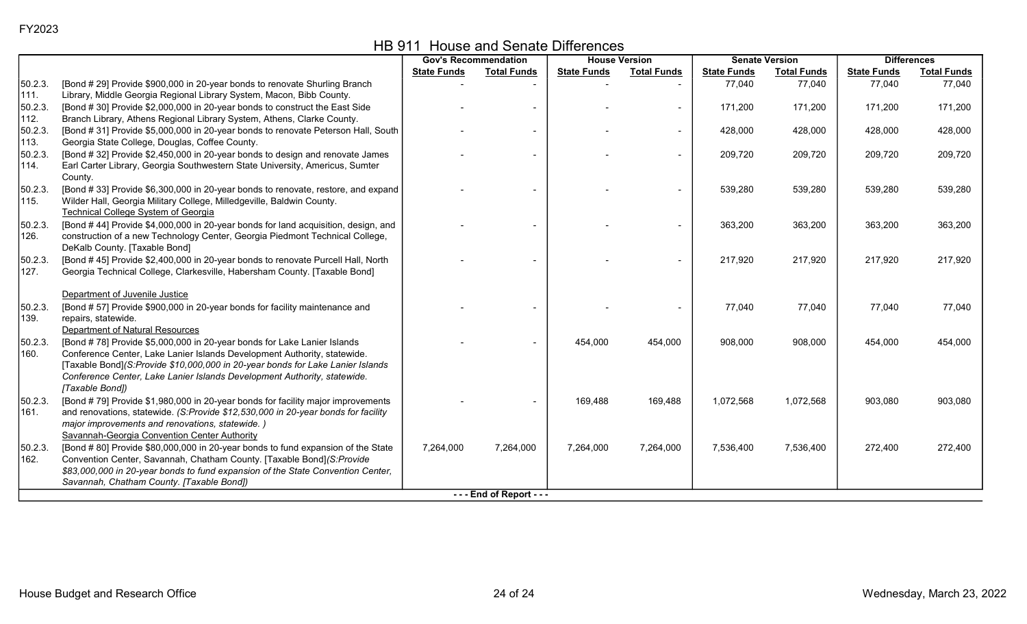FY2023

# HB 911 House and Senate Differences

| | | Gov's Recommendation | | House Version | | Senate Version | | Differences | |
|---|---|---|---|---|---|---|---|---|---|
| | | State Funds | Total Funds | State Funds | Total Funds | State Funds | Total Funds | State Funds | Total Funds |
| 50.2.3.111. | [Bond # 29] Provide $900,000 in 20-year bonds to renovate Shurling Branch Library, Middle Georgia Regional Library System, Macon, Bibb County. | - | - | - | - | 77,040 | 77,040 | 77,040 | 77,040 |
| 50.2.3.112. | [Bond # 30] Provide $2,000,000 in 20-year bonds to construct the East Side Branch Library, Athens Regional Library System, Athens, Clarke County. | - | - | - | - | 171,200 | 171,200 | 171,200 | 171,200 |
| 50.2.3.113. | [Bond # 31] Provide $5,000,000 in 20-year bonds to renovate Peterson Hall, South Georgia State College, Douglas, Coffee County. | - | - | - | - | 428,000 | 428,000 | 428,000 | 428,000 |
| 50.2.3.114. | [Bond # 32] Provide $2,450,000 in 20-year bonds to design and renovate James Earl Carter Library, Georgia Southwestern State University, Americus, Sumter County. | - | - | - | - | 209,720 | 209,720 | 209,720 | 209,720 |
| 50.2.3.115. | [Bond # 33] Provide $6,300,000 in 20-year bonds to renovate, restore, and expand Wilder Hall, Georgia Military College, Milledgeville, Baldwin County. | - | - | - | - | 539,280 | 539,280 | 539,280 | 539,280 |
| | Technical College System of Georgia | | | | | | | | |
| 50.2.3.126. | [Bond # 44] Provide $4,000,000 in 20-year bonds for land acquisition, design, and construction of a new Technology Center, Georgia Piedmont Technical College, DeKalb County. [Taxable Bond] | - | - | - | - | 363,200 | 363,200 | 363,200 | 363,200 |
| 50.2.3.127. | [Bond # 45] Provide $2,400,000 in 20-year bonds to renovate Purcell Hall, North Georgia Technical College, Clarkesville, Habersham County. [Taxable Bond] | - | - | - | - | 217,920 | 217,920 | 217,920 | 217,920 |
| | Department of Juvenile Justice | | | | | | | | |
| 50.2.3.139. | [Bond # 57] Provide $900,000 in 20-year bonds for facility maintenance and repairs, statewide. | - | - | - | - | 77,040 | 77,040 | 77,040 | 77,040 |
| | Department of Natural Resources | | | | | | | | |
| 50.2.3.160. | [Bond # 78] Provide $5,000,000 in 20-year bonds for Lake Lanier Islands Conference Center, Lake Lanier Islands Development Authority, statewide. [Taxable Bond]*(S:Provide $10,000,000 in 20-year bonds for Lake Lanier Islands Conference Center, Lake Lanier Islands Development Authority, statewide. [Taxable Bond])* | - | - | 454,000 | 454,000 | 908,000 | 908,000 | 454,000 | 454,000 |
| 50.2.3.161. | [Bond # 79] Provide $1,980,000 in 20-year bonds for facility major improvements and renovations, statewide. *(S:Provide $12,530,000 in 20-year bonds for facility major improvements and renovations, statewide. )* | - | - | 169,488 | 169,488 | 1,072,568 | 1,072,568 | 903,080 | 903,080 |
| | Savannah-Georgia Convention Center Authority | | | | | | | | |
| 50.2.3.162. | [Bond # 80] Provide $80,000,000 in 20-year bonds to fund expansion of the State Convention Center, Savannah, Chatham County. [Taxable Bond]*(S:Provide $83,000,000 in 20-year bonds to fund expansion of the State Convention Center, Savannah, Chatham County. [Taxable Bond])* | 7,264,000 | 7,264,000 | 7,264,000 | 7,264,000 | 7,536,400 | 7,536,400 | 272,400 | 272,400 |

- - - End of Report - - -